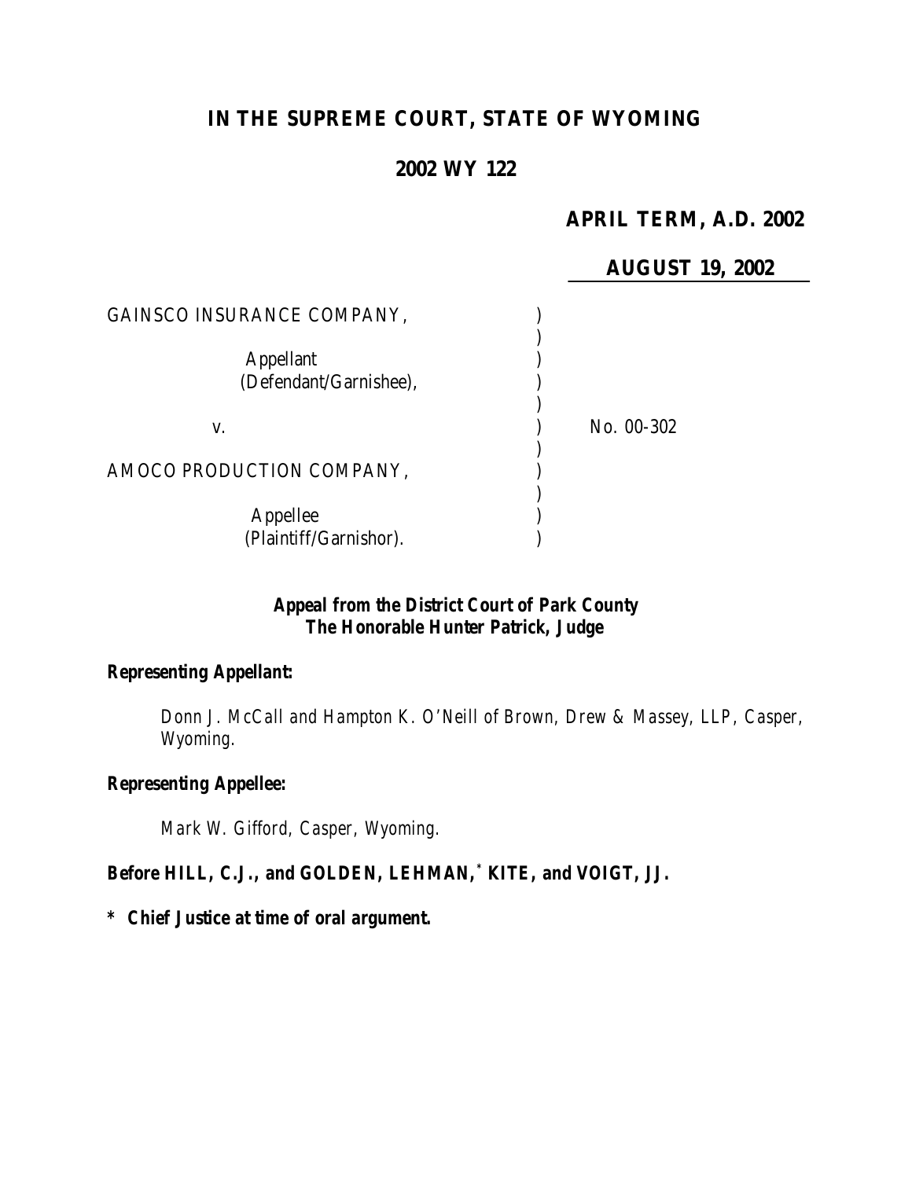# IN THE SUPREME COURT, STATE OF WYOMING

## 2002 WY 122

**APRIL TERM, A.D. 2002**

**AUGUST 19, 2002**

GAINSCO INSURANCE COMPANY,

Appellant
(Defendant/Garnishee),

v.

No. 00-302

AMOCO PRODUCTION COMPANY,

Appellee
(Plaintiff/Garnishor).

**Appeal from the District Court of Park County**
**The Honorable Hunter Patrick, Judge**

**Representing Appellant:**

Donn J. McCall and Hampton K. O'Neill of Brown, Drew & Massey, LLP, Casper, Wyoming.

**Representing Appellee:**

Mark W. Gifford, Casper, Wyoming.

**Before HILL, C.J., and GOLDEN, LEHMAN,\* KITE, and VOIGT, JJ.**

**\* Chief Justice at time of oral argument.**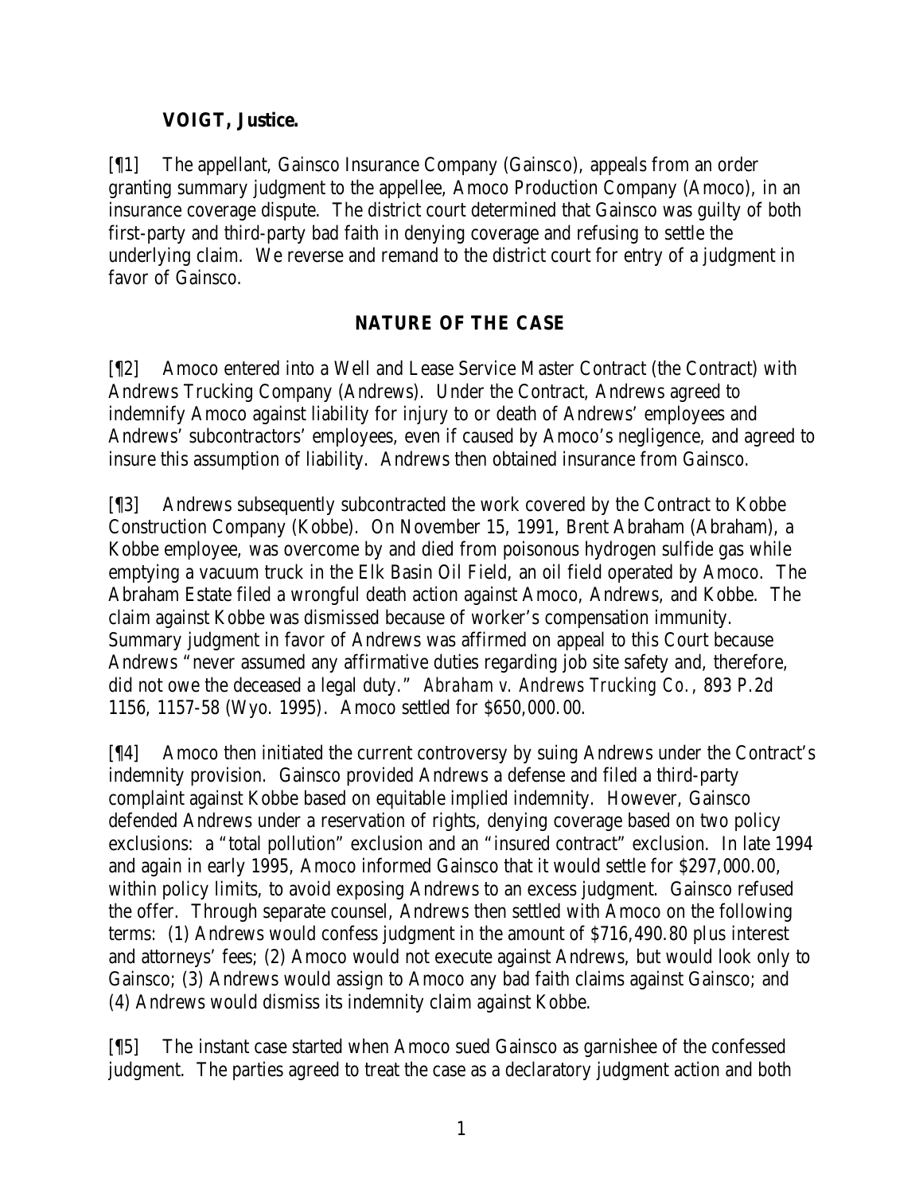**VOIGT, Justice.**

[¶1] The appellant, Gainsco Insurance Company (Gainsco), appeals from an order granting summary judgment to the appellee, Amoco Production Company (Amoco), in an insurance coverage dispute. The district court determined that Gainsco was guilty of both first-party and third-party bad faith in denying coverage and refusing to settle the underlying claim. We reverse and remand to the district court for entry of a judgment in favor of Gainsco.

## NATURE OF THE CASE

[¶2] Amoco entered into a Well and Lease Service Master Contract (the Contract) with Andrews Trucking Company (Andrews). Under the Contract, Andrews agreed to indemnify Amoco against liability for injury to or death of Andrews' employees and Andrews' subcontractors' employees, even if caused by Amoco's negligence, and agreed to insure this assumption of liability. Andrews then obtained insurance from Gainsco.

[¶3] Andrews subsequently subcontracted the work covered by the Contract to Kobbe Construction Company (Kobbe). On November 15, 1991, Brent Abraham (Abraham), a Kobbe employee, was overcome by and died from poisonous hydrogen sulfide gas while emptying a vacuum truck in the Elk Basin Oil Field, an oil field operated by Amoco. The Abraham Estate filed a wrongful death action against Amoco, Andrews, and Kobbe. The claim against Kobbe was dismissed because of worker's compensation immunity. Summary judgment in favor of Andrews was affirmed on appeal to this Court because Andrews "never assumed any affirmative duties regarding job site safety and, therefore, did not owe the deceased a legal duty." *Abraham v. Andrews Trucking Co.*, 893 P.2d 1156, 1157-58 (Wyo. 1995). Amoco settled for $650,000.00.

[¶4] Amoco then initiated the current controversy by suing Andrews under the Contract's indemnity provision. Gainsco provided Andrews a defense and filed a third-party complaint against Kobbe based on equitable implied indemnity. However, Gainsco defended Andrews under a reservation of rights, denying coverage based on two policy exclusions: a "total pollution" exclusion and an "insured contract" exclusion. In late 1994 and again in early 1995, Amoco informed Gainsco that it would settle for $297,000.00, within policy limits, to avoid exposing Andrews to an excess judgment. Gainsco refused the offer. Through separate counsel, Andrews then settled with Amoco on the following terms: (1) Andrews would confess judgment in the amount of $716,490.80 plus interest and attorneys' fees; (2) Amoco would not execute against Andrews, but would look only to Gainsco; (3) Andrews would assign to Amoco any bad faith claims against Gainsco; and (4) Andrews would dismiss its indemnity claim against Kobbe.

[¶5] The instant case started when Amoco sued Gainsco as garnishee of the confessed judgment. The parties agreed to treat the case as a declaratory judgment action and both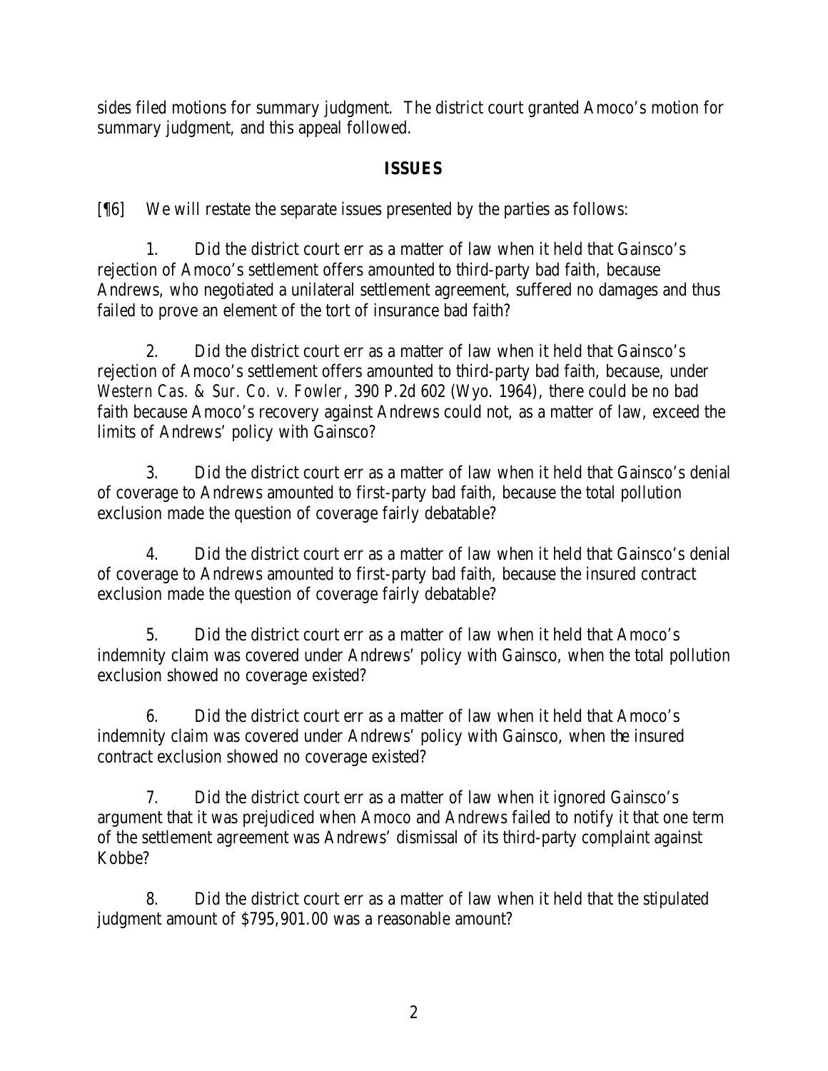sides filed motions for summary judgment. The district court granted Amoco's motion for summary judgment, and this appeal followed.

## ISSUES

[¶6] We will restate the separate issues presented by the parties as follows:

1. Did the district court err as a matter of law when it held that Gainsco's rejection of Amoco's settlement offers amounted to third-party bad faith, because Andrews, who negotiated a unilateral settlement agreement, suffered no damages and thus failed to prove an element of the tort of insurance bad faith?

2. Did the district court err as a matter of law when it held that Gainsco's rejection of Amoco's settlement offers amounted to third-party bad faith, because, under *Western Cas. & Sur. Co. v. Fowler*, 390 P.2d 602 (Wyo. 1964), there could be no bad faith because Amoco's recovery against Andrews could not, as a matter of law, exceed the limits of Andrews' policy with Gainsco?

3. Did the district court err as a matter of law when it held that Gainsco's denial of coverage to Andrews amounted to first-party bad faith, because the total pollution exclusion made the question of coverage fairly debatable?

4. Did the district court err as a matter of law when it held that Gainsco's denial of coverage to Andrews amounted to first-party bad faith, because the insured contract exclusion made the question of coverage fairly debatable?

5. Did the district court err as a matter of law when it held that Amoco's indemnity claim was covered under Andrews' policy with Gainsco, when the total pollution exclusion showed no coverage existed?

6. Did the district court err as a matter of law when it held that Amoco's indemnity claim was covered under Andrews' policy with Gainsco, when the insured contract exclusion showed no coverage existed?

7. Did the district court err as a matter of law when it ignored Gainsco's argument that it was prejudiced when Amoco and Andrews failed to notify it that one term of the settlement agreement was Andrews' dismissal of its third-party complaint against Kobbe?

8. Did the district court err as a matter of law when it held that the stipulated judgment amount of $795,901.00 was a reasonable amount?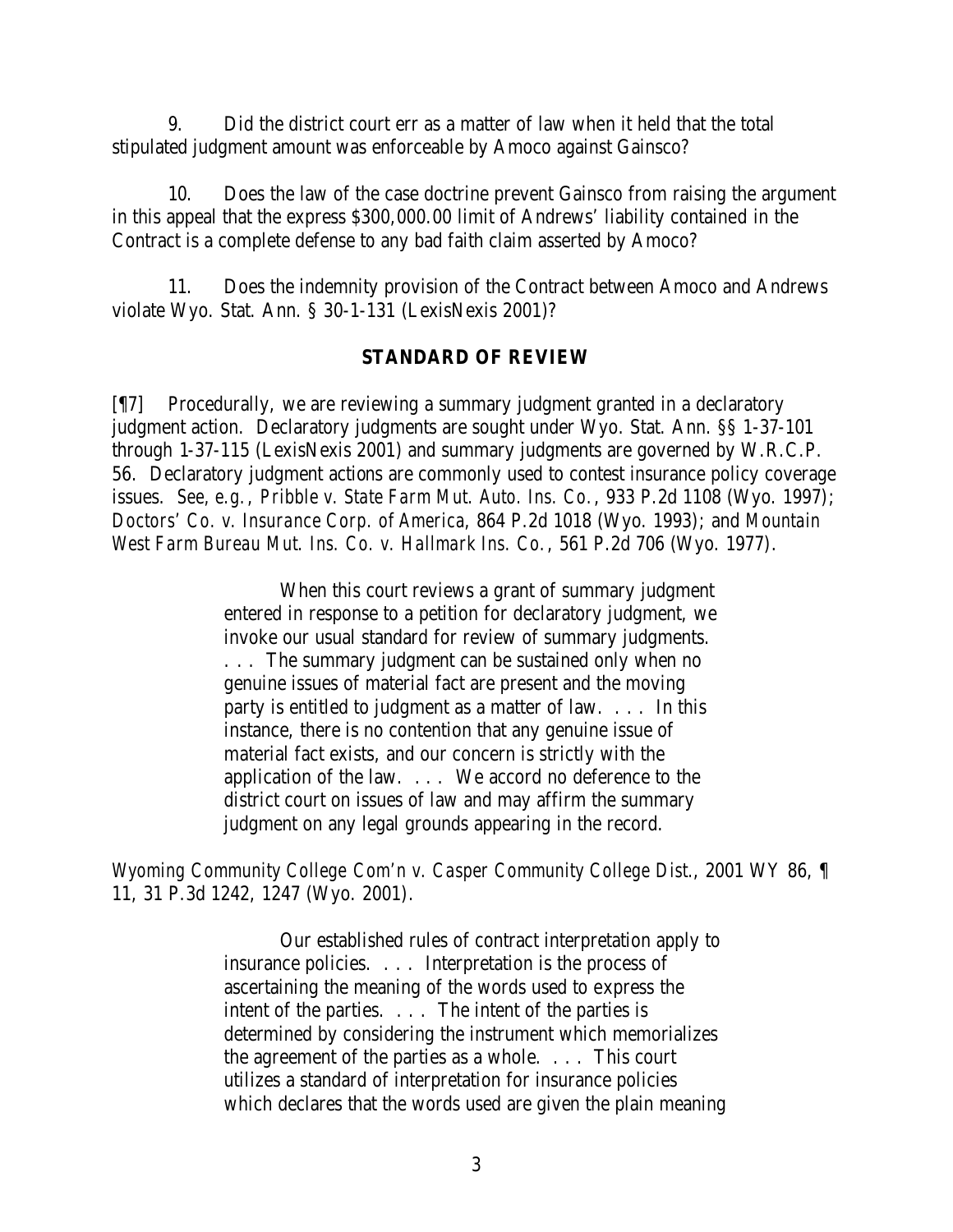9. Did the district court err as a matter of law when it held that the total stipulated judgment amount was enforceable by Amoco against Gainsco?

10. Does the law of the case doctrine prevent Gainsco from raising the argument in this appeal that the express $300,000.00 limit of Andrews' liability contained in the Contract is a complete defense to any bad faith claim asserted by Amoco?

11. Does the indemnity provision of the Contract between Amoco and Andrews violate Wyo. Stat. Ann. § 30-1-131 (LexisNexis 2001)?

## STANDARD OF REVIEW

[¶7] Procedurally, we are reviewing a summary judgment granted in a declaratory judgment action. Declaratory judgments are sought under Wyo. Stat. Ann. §§ 1-37-101 through 1-37-115 (LexisNexis 2001) and summary judgments are governed by W.R.C.P. 56. Declaratory judgment actions are commonly used to contest insurance policy coverage issues. *See, e.g.*, *Pribble v. State Farm Mut. Auto. Ins. Co.*, 933 P.2d 1108 (Wyo. 1997); *Doctors' Co. v. Insurance Corp. of America*, 864 P.2d 1018 (Wyo. 1993); and *Mountain West Farm Bureau Mut. Ins. Co. v. Hallmark Ins. Co.*, 561 P.2d 706 (Wyo. 1977).

> When this court reviews a grant of summary judgment entered in response to a petition for declaratory judgment, we invoke our usual standard for review of summary judgments. . . . The summary judgment can be sustained only when no genuine issues of material fact are present and the moving party is entitled to judgment as a matter of law. . . . In this instance, there is no contention that any genuine issue of material fact exists, and our concern is strictly with the application of the law. . . . We accord no deference to the district court on issues of law and may affirm the summary judgment on any legal grounds appearing in the record.

*Wyoming Community College Com'n v. Casper Community College Dist.*, 2001 WY 86, ¶ 11, 31 P.3d 1242, 1247 (Wyo. 2001).

> Our established rules of contract interpretation apply to insurance policies. . . . Interpretation is the process of ascertaining the meaning of the words used to express the intent of the parties. . . . The intent of the parties is determined by considering the instrument which memorializes the agreement of the parties as a whole. . . . This court utilizes a standard of interpretation for insurance policies which declares that the words used are given the plain meaning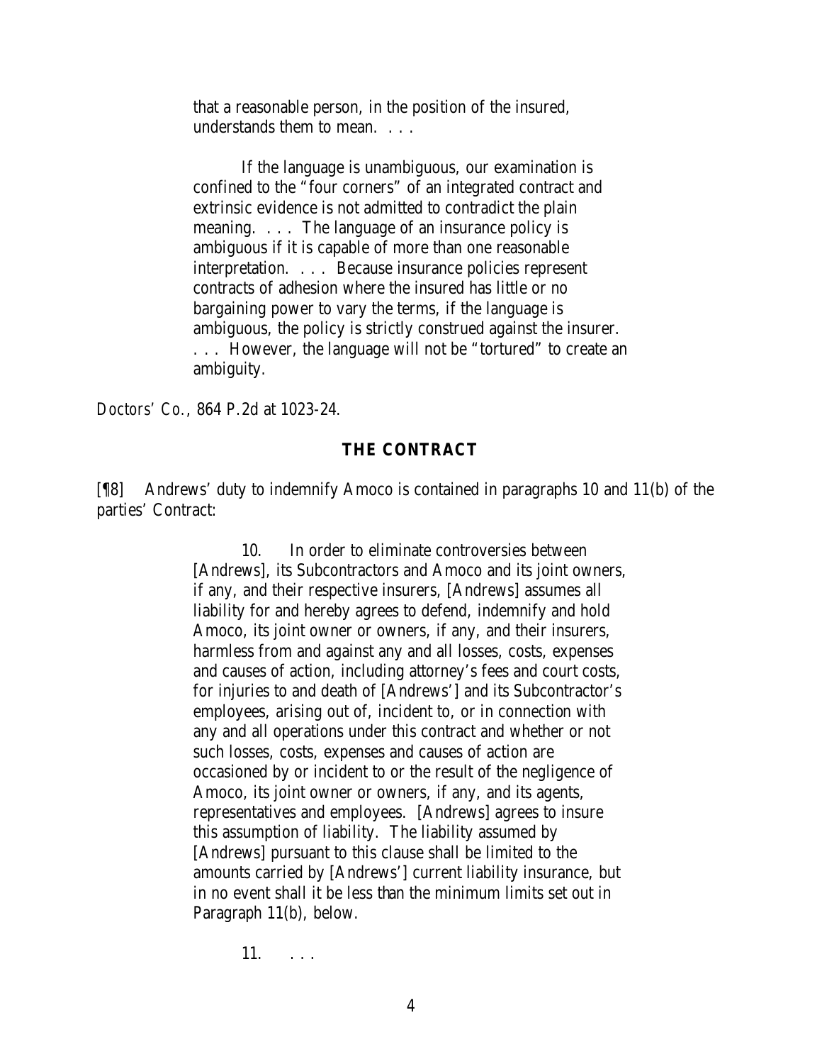> that a reasonable person, in the position of the insured, understands them to mean. . . .
>
> If the language is unambiguous, our examination is confined to the "four corners" of an integrated contract and extrinsic evidence is not admitted to contradict the plain meaning. . . . The language of an insurance policy is ambiguous if it is capable of more than one reasonable interpretation. . . . Because insurance policies represent contracts of adhesion where the insured has little or no bargaining power to vary the terms, if the language is ambiguous, the policy is strictly construed against the insurer. . . . However, the language will not be "tortured" to create an ambiguity.

*Doctors' Co.*, 864 P.2d at 1023-24.

## THE CONTRACT

[¶8] Andrews' duty to indemnify Amoco is contained in paragraphs 10 and 11(b) of the parties' Contract:

> 10. In order to eliminate controversies between [Andrews], its Subcontractors and Amoco and its joint owners, if any, and their respective insurers, [Andrews] assumes all liability for and hereby agrees to defend, indemnify and hold Amoco, its joint owner or owners, if any, and their insurers, harmless from and against any and all losses, costs, expenses and causes of action, including attorney's fees and court costs, for injuries to and death of [Andrews'] and its Subcontractor's employees, arising out of, incident to, or in connection with any and all operations under this contract and whether or not such losses, costs, expenses and causes of action are occasioned by or incident to or the result of the negligence of Amoco, its joint owner or owners, if any, and its agents, representatives and employees. [Andrews] agrees to insure this assumption of liability. The liability assumed by [Andrews] pursuant to this clause shall be limited to the amounts carried by [Andrews'] current liability insurance, but in no event shall it be less than the minimum limits set out in Paragraph 11(b), below.
>
> 11. . . .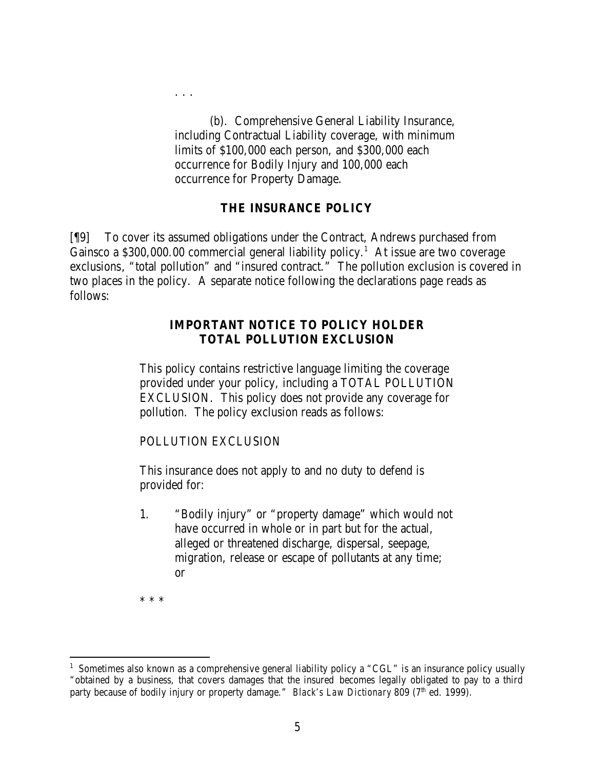. . .

> (b). Comprehensive General Liability Insurance, including Contractual Liability coverage, with minimum limits of $100,000 each person, and $300,000 each occurrence for Bodily Injury and 100,000 each occurrence for Property Damage.

## THE INSURANCE POLICY

[¶9] To cover its assumed obligations under the Contract, Andrews purchased from Gainsco a $300,000.00 commercial general liability policy.[1] At issue are two coverage exclusions, "total pollution" and "insured contract." The pollution exclusion is covered in two places in the policy. A separate notice following the declarations page reads as follows:

> **IMPORTANT NOTICE TO POLICY HOLDER**
> **TOTAL POLLUTION EXCLUSION**
>
> This policy contains restrictive language limiting the coverage provided under your policy, including a TOTAL POLLUTION EXCLUSION. This policy does not provide any coverage for pollution. The policy exclusion reads as follows:
>
> POLLUTION EXCLUSION
>
> This insurance does not apply to and no duty to defend is provided for:
>
> 1. "Bodily injury" or "property damage" which would not have occurred in whole or in part but for the actual, alleged or threatened discharge, dispersal, seepage, migration, release or escape of pollutants at any time; or
>
> * * *

[1] Sometimes also known as a comprehensive general liability policy a "CGL" is an insurance policy usually "obtained by a business, that covers damages that the insured becomes legally obligated to pay to a third party because of bodily injury or property damage." *Black's Law Dictionary* 809 (7th ed. 1999).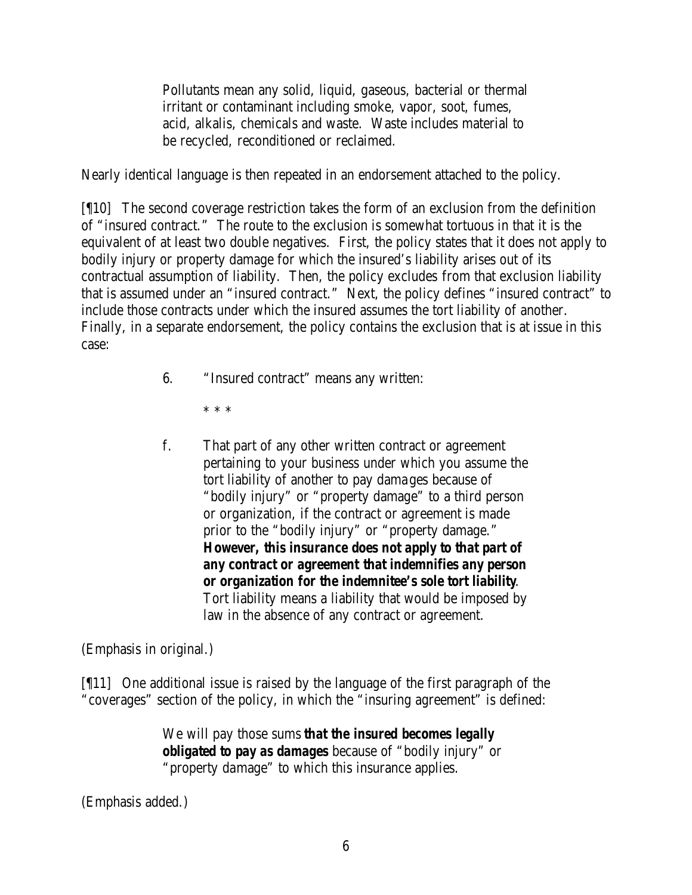> Pollutants mean any solid, liquid, gaseous, bacterial or thermal irritant or contaminant including smoke, vapor, soot, fumes, acid, alkalis, chemicals and waste. Waste includes material to be recycled, reconditioned or reclaimed.

Nearly identical language is then repeated in an endorsement attached to the policy.

[¶10] The second coverage restriction takes the form of an exclusion from the definition of "insured contract." The route to the exclusion is somewhat tortuous in that it is the equivalent of at least two double negatives. First, the policy states that it does not apply to bodily injury or property damage for which the insured's liability arises out of its contractual assumption of liability. Then, the policy excludes from that exclusion liability that is assumed under an "insured contract." Next, the policy defines "insured contract" to include those contracts under which the insured assumes the tort liability of another. Finally, in a separate endorsement, the policy contains the exclusion that is at issue in this case:

> 6. "Insured contract" means any written:
>
> \* \* \*
>
> f. That part of any other written contract or agreement pertaining to your business under which you assume the tort liability of another to pay damages because of "bodily injury" or "property damage" to a third person or organization, if the contract or agreement is made prior to the "bodily injury" or "property damage." ***However, this insurance does not apply to that part of any contract or agreement that indemnifies any person or organization for the indemnitee's sole tort liability***. Tort liability means a liability that would be imposed by law in the absence of any contract or agreement.

(Emphasis in original.)

[¶11] One additional issue is raised by the language of the first paragraph of the "coverages" section of the policy, in which the "insuring agreement" is defined:

> We will pay those sums ***that the insured becomes legally obligated to pay as damages*** because of "bodily injury" or "property damage" to which this insurance applies.

(Emphasis added.)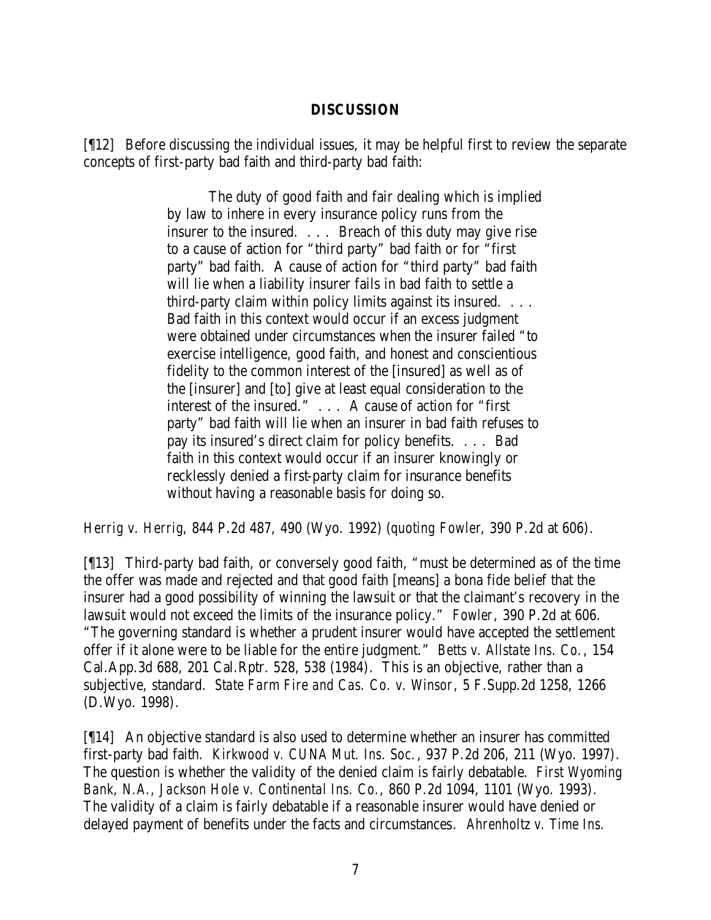## DISCUSSION

[¶12] Before discussing the individual issues, it may be helpful first to review the separate concepts of first-party bad faith and third-party bad faith:

> The duty of good faith and fair dealing which is implied by law to inhere in every insurance policy runs from the insurer to the insured. . . . Breach of this duty may give rise to a cause of action for "third party" bad faith or for "first party" bad faith. A cause of action for "third party" bad faith will lie when a liability insurer fails in bad faith to settle a third-party claim within policy limits against its insured. . . . Bad faith in this context would occur if an excess judgment were obtained under circumstances when the insurer failed "to exercise intelligence, good faith, and honest and conscientious fidelity to the common interest of the [insured] as well as of the [insurer] and [to] give at least equal consideration to the interest of the insured." . . . A cause of action for "first party" bad faith will lie when an insurer in bad faith refuses to pay its insured's direct claim for policy benefits. . . . Bad faith in this context would occur if an insurer knowingly or recklessly denied a first-party claim for insurance benefits without having a reasonable basis for doing so.

*Herrig v. Herrig*, 844 P.2d 487, 490 (Wyo. 1992) (*quoting Fowler*, 390 P.2d at 606).

[¶13] Third-party bad faith, or conversely good faith, "must be determined as of the time the offer was made and rejected and that good faith [means] a bona fide belief that the insurer had a good possibility of winning the lawsuit or that the claimant's recovery in the lawsuit would not exceed the limits of the insurance policy." *Fowler*, 390 P.2d at 606. "The governing standard is whether a prudent insurer would have accepted the settlement offer if it alone were to be liable for the entire judgment." *Betts v. Allstate Ins. Co.*, 154 Cal.App.3d 688, 201 Cal.Rptr. 528, 538 (1984). This is an objective, rather than a subjective, standard. *State Farm Fire and Cas. Co. v. Winsor*, 5 F.Supp.2d 1258, 1266 (D.Wyo. 1998).

[¶14] An objective standard is also used to determine whether an insurer has committed first-party bad faith. *Kirkwood v. CUNA Mut. Ins. Soc.*, 937 P.2d 206, 211 (Wyo. 1997). The question is whether the validity of the denied claim is fairly debatable. *First Wyoming Bank, N.A., Jackson Hole v. Continental Ins. Co.*, 860 P.2d 1094, 1101 (Wyo. 1993). The validity of a claim is fairly debatable if a reasonable insurer would have denied or delayed payment of benefits under the facts and circumstances. *Ahrenholtz v. Time Ins.*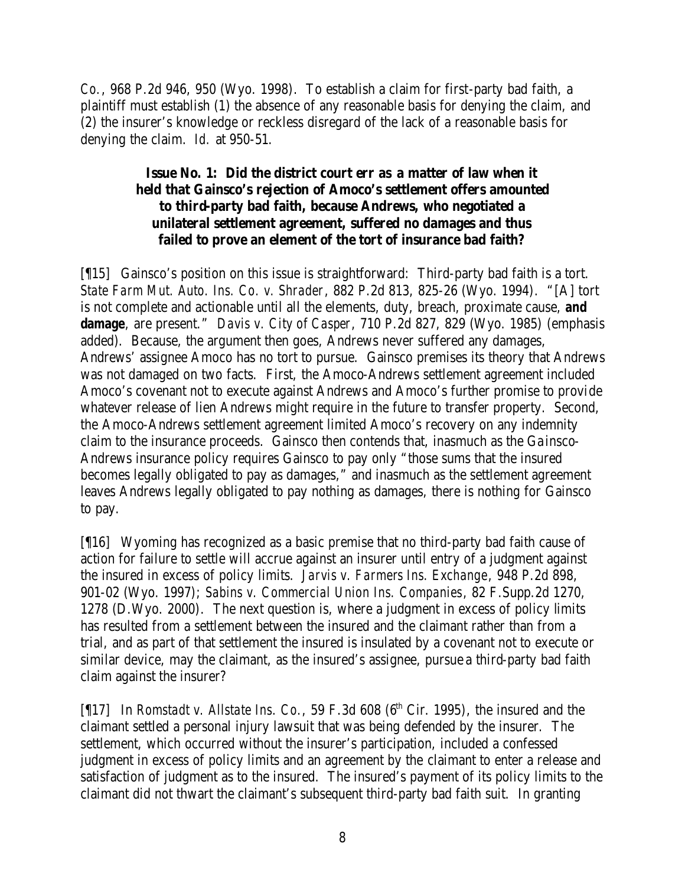*Co.*, 968 P.2d 946, 950 (Wyo. 1998). To establish a claim for first-party bad faith, a plaintiff must establish (1) the absence of any reasonable basis for denying the claim, and (2) the insurer's knowledge or reckless disregard of the lack of a reasonable basis for denying the claim. *Id.* at 950-51.

### Issue No. 1: Did the district court err as a matter of law when it held that Gainsco's rejection of Amoco's settlement offers amounted to third-party bad faith, because Andrews, who negotiated a unilateral settlement agreement, suffered no damages and thus failed to prove an element of the tort of insurance bad faith?

[¶15] Gainsco's position on this issue is straightforward: Third-party bad faith is a tort. *State Farm Mut. Auto. Ins. Co. v. Shrader*, 882 P.2d 813, 825-26 (Wyo. 1994). "[A] tort is not complete and actionable until all the elements, duty, breach, proximate cause, **and damage**, are present." *Davis v. City of Casper*, 710 P.2d 827, 829 (Wyo. 1985) (emphasis added). Because, the argument then goes, Andrews never suffered any damages, Andrews' assignee Amoco has no tort to pursue. Gainsco premises its theory that Andrews was not damaged on two facts. First, the Amoco-Andrews settlement agreement included Amoco's covenant not to execute against Andrews and Amoco's further promise to provide whatever release of lien Andrews might require in the future to transfer property. Second, the Amoco-Andrews settlement agreement limited Amoco's recovery on any indemnity claim to the insurance proceeds. Gainsco then contends that, inasmuch as the Gainsco-Andrews insurance policy requires Gainsco to pay only "those sums that the insured becomes legally obligated to pay as damages," and inasmuch as the settlement agreement leaves Andrews legally obligated to pay nothing as damages, there is nothing for Gainsco to pay.

[¶16] Wyoming has recognized as a basic premise that no third-party bad faith cause of action for failure to settle will accrue against an insurer until entry of a judgment against the insured in excess of policy limits. *Jarvis v. Farmers Ins. Exchange*, 948 P.2d 898, 901-02 (Wyo. 1997); *Sabins v. Commercial Union Ins. Companies*, 82 F.Supp.2d 1270, 1278 (D.Wyo. 2000). The next question is, where a judgment in excess of policy limits has resulted from a settlement between the insured and the claimant rather than from a trial, and as part of that settlement the insured is insulated by a covenant not to execute or similar device, may the claimant, as the insured's assignee, pursue a third-party bad faith claim against the insurer?

[¶17] In *Romstadt v. Allstate Ins. Co.*, 59 F.3d 608 (6th Cir. 1995), the insured and the claimant settled a personal injury lawsuit that was being defended by the insurer. The settlement, which occurred without the insurer's participation, included a confessed judgment in excess of policy limits and an agreement by the claimant to enter a release and satisfaction of judgment as to the insured. The insured's payment of its policy limits to the claimant did not thwart the claimant's subsequent third-party bad faith suit. In granting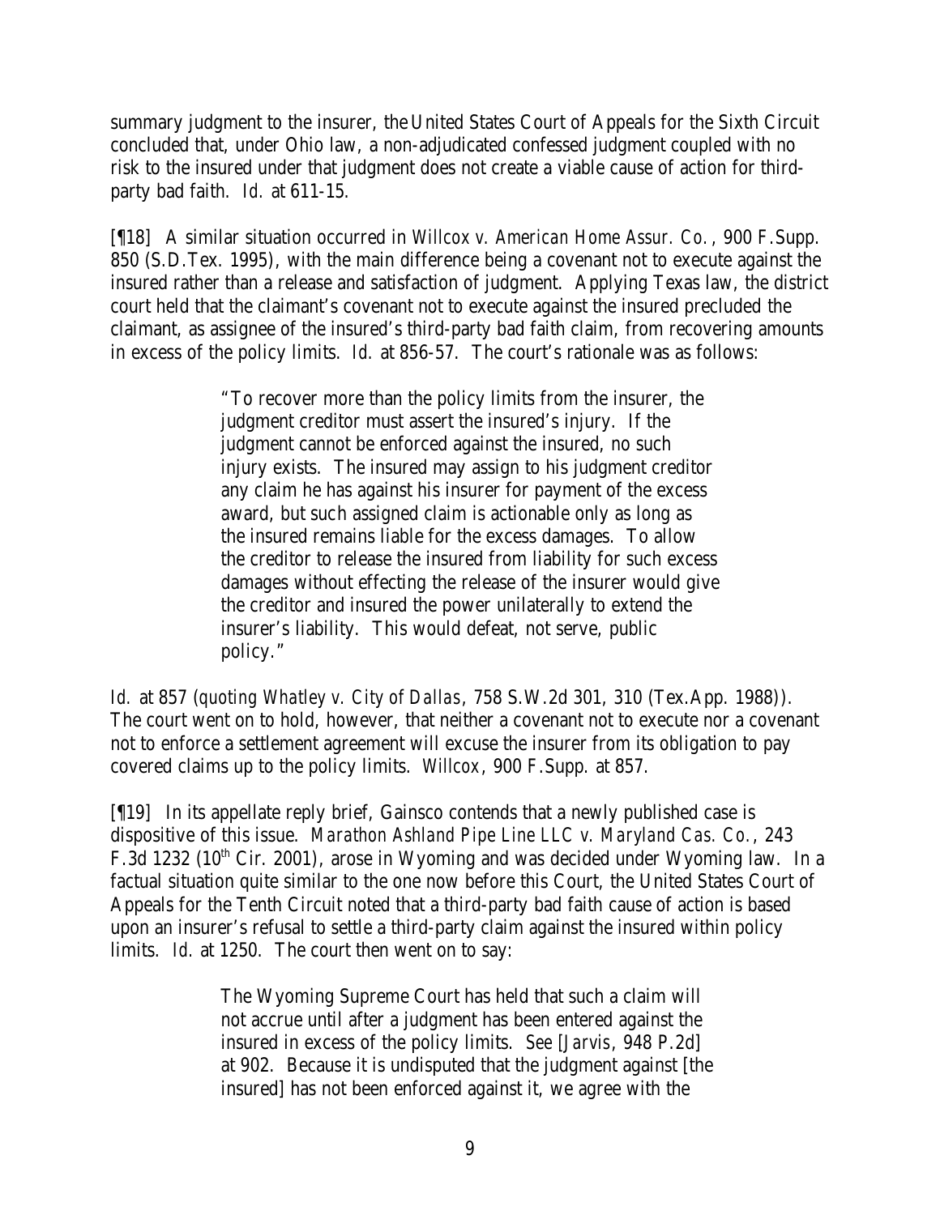summary judgment to the insurer, the United States Court of Appeals for the Sixth Circuit concluded that, under Ohio law, a non-adjudicated confessed judgment coupled with no risk to the insured under that judgment does not create a viable cause of action for third-party bad faith. *Id.* at 611-15.

[¶18] A similar situation occurred in *Willcox v. American Home Assur. Co.*, 900 F.Supp. 850 (S.D.Tex. 1995), with the main difference being a covenant not to execute against the insured rather than a release and satisfaction of judgment. Applying Texas law, the district court held that the claimant's covenant not to execute against the insured precluded the claimant, as assignee of the insured's third-party bad faith claim, from recovering amounts in excess of the policy limits. *Id.* at 856-57. The court's rationale was as follows:

> "To recover more than the policy limits from the insurer, the judgment creditor must assert the insured's injury. If the judgment cannot be enforced against the insured, no such injury exists. The insured may assign to his judgment creditor any claim he has against his insurer for payment of the excess award, but such assigned claim is actionable only as long as the insured remains liable for the excess damages. To allow the creditor to release the insured from liability for such excess damages without effecting the release of the insurer would give the creditor and insured the power unilaterally to extend the insurer's liability. This would defeat, not serve, public policy."

*Id.* at 857 (*quoting Whatley v. City of Dallas*, 758 S.W.2d 301, 310 (Tex.App. 1988)). The court went on to hold, however, that neither a covenant not to execute nor a covenant not to enforce a settlement agreement will excuse the insurer from its obligation to pay covered claims up to the policy limits. *Willcox*, 900 F.Supp. at 857.

[¶19] In its appellate reply brief, Gainsco contends that a newly published case is dispositive of this issue. *Marathon Ashland Pipe Line LLC v. Maryland Cas. Co.*, 243 F.3d 1232 (10th Cir. 2001), arose in Wyoming and was decided under Wyoming law. In a factual situation quite similar to the one now before this Court, the United States Court of Appeals for the Tenth Circuit noted that a third-party bad faith cause of action is based upon an insurer's refusal to settle a third-party claim against the insured within policy limits. *Id.* at 1250. The court then went on to say:

> The Wyoming Supreme Court has held that such a claim will not accrue until after a judgment has been entered against the insured in excess of the policy limits. *See* [*Jarvis*, 948 P.2d] at 902. Because it is undisputed that the judgment against [the insured] has not been enforced against it, we agree with the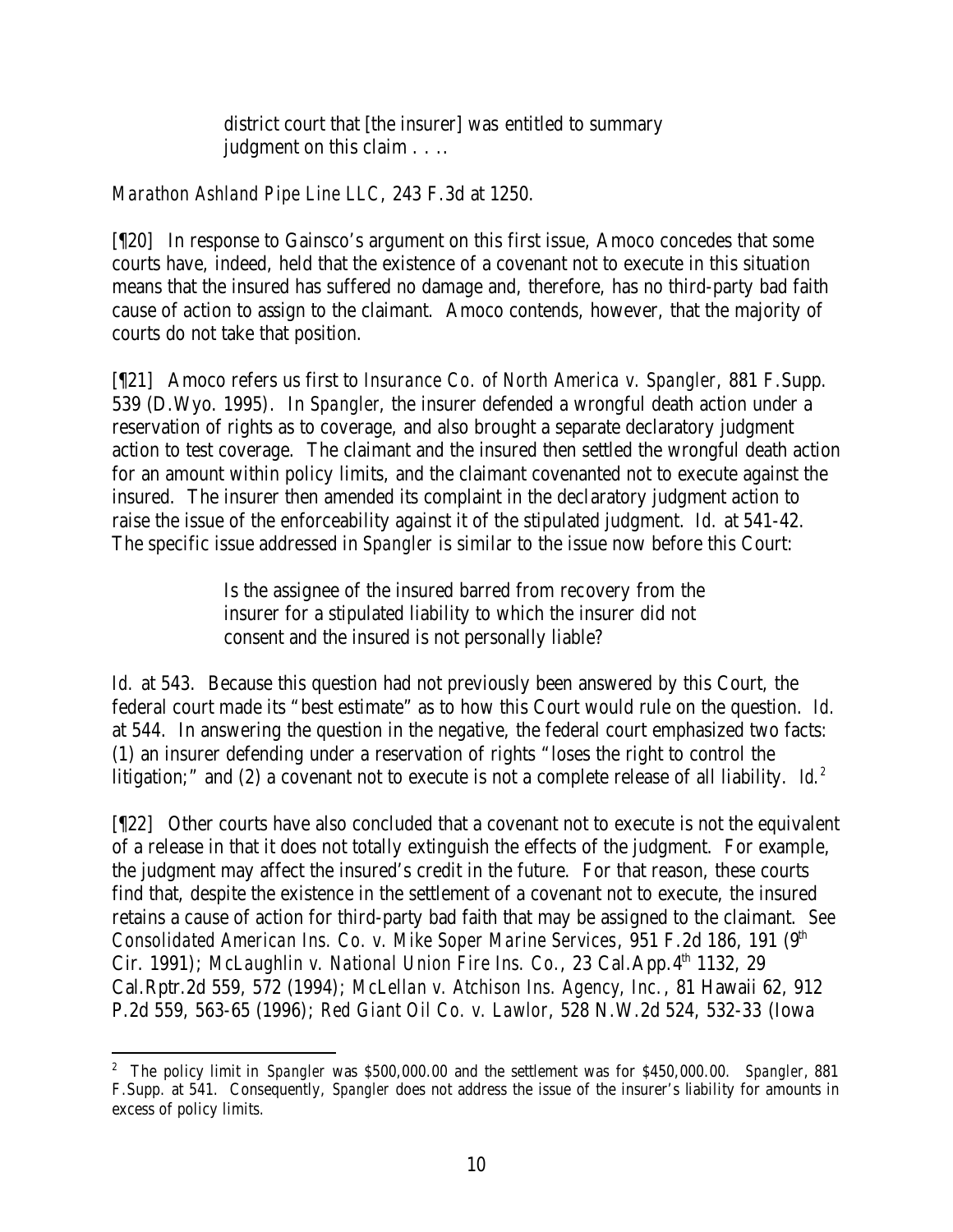> district court that [the insurer] was entitled to summary judgment on this claim . . ..

*Marathon Ashland Pipe Line LLC*, 243 F.3d at 1250.

[¶20] In response to Gainsco's argument on this first issue, Amoco concedes that some courts have, indeed, held that the existence of a covenant not to execute in this situation means that the insured has suffered no damage and, therefore, has no third-party bad faith cause of action to assign to the claimant. Amoco contends, however, that the majority of courts do not take that position.

[¶21] Amoco refers us first to *Insurance Co. of North America v. Spangler*, 881 F.Supp. 539 (D.Wyo. 1995). In *Spangler*, the insurer defended a wrongful death action under a reservation of rights as to coverage, and also brought a separate declaratory judgment action to test coverage. The claimant and the insured then settled the wrongful death action for an amount within policy limits, and the claimant covenanted not to execute against the insured. The insurer then amended its complaint in the declaratory judgment action to raise the issue of the enforceability against it of the stipulated judgment. *Id.* at 541-42. The specific issue addressed in *Spangler* is similar to the issue now before this Court:

> Is the assignee of the insured barred from recovery from the insurer for a stipulated liability to which the insurer did not consent and the insured is not personally liable?

*Id.* at 543. Because this question had not previously been answered by this Court, the federal court made its "best estimate" as to how this Court would rule on the question. *Id.* at 544. In answering the question in the negative, the federal court emphasized two facts: (1) an insurer defending under a reservation of rights "loses the right to control the litigation;" and (2) a covenant not to execute is not a complete release of all liability. *Id.*[2]

[¶22] Other courts have also concluded that a covenant not to execute is not the equivalent of a release in that it does not totally extinguish the effects of the judgment. For example, the judgment may affect the insured's credit in the future. For that reason, these courts find that, despite the existence in the settlement of a covenant not to execute, the insured retains a cause of action for third-party bad faith that may be assigned to the claimant. *See Consolidated American Ins. Co. v. Mike Soper Marine Services*, 951 F.2d 186, 191 (9th Cir. 1991); *McLaughlin v. National Union Fire Ins. Co.*, 23 Cal.App.4th 1132, 29 Cal.Rptr.2d 559, 572 (1994); *McLellan v. Atchison Ins. Agency, Inc.*, 81 Hawaii 62, 912 P.2d 559, 563-65 (1996); *Red Giant Oil Co. v. Lawlor*, 528 N.W.2d 524, 532-33 (Iowa

---

[2] The policy limit in *Spangler* was $500,000.00 and the settlement was for $450,000.00. *Spangler*, 881 F.Supp. at 541. Consequently, *Spangler* does not address the issue of the insurer's liability for amounts in excess of policy limits.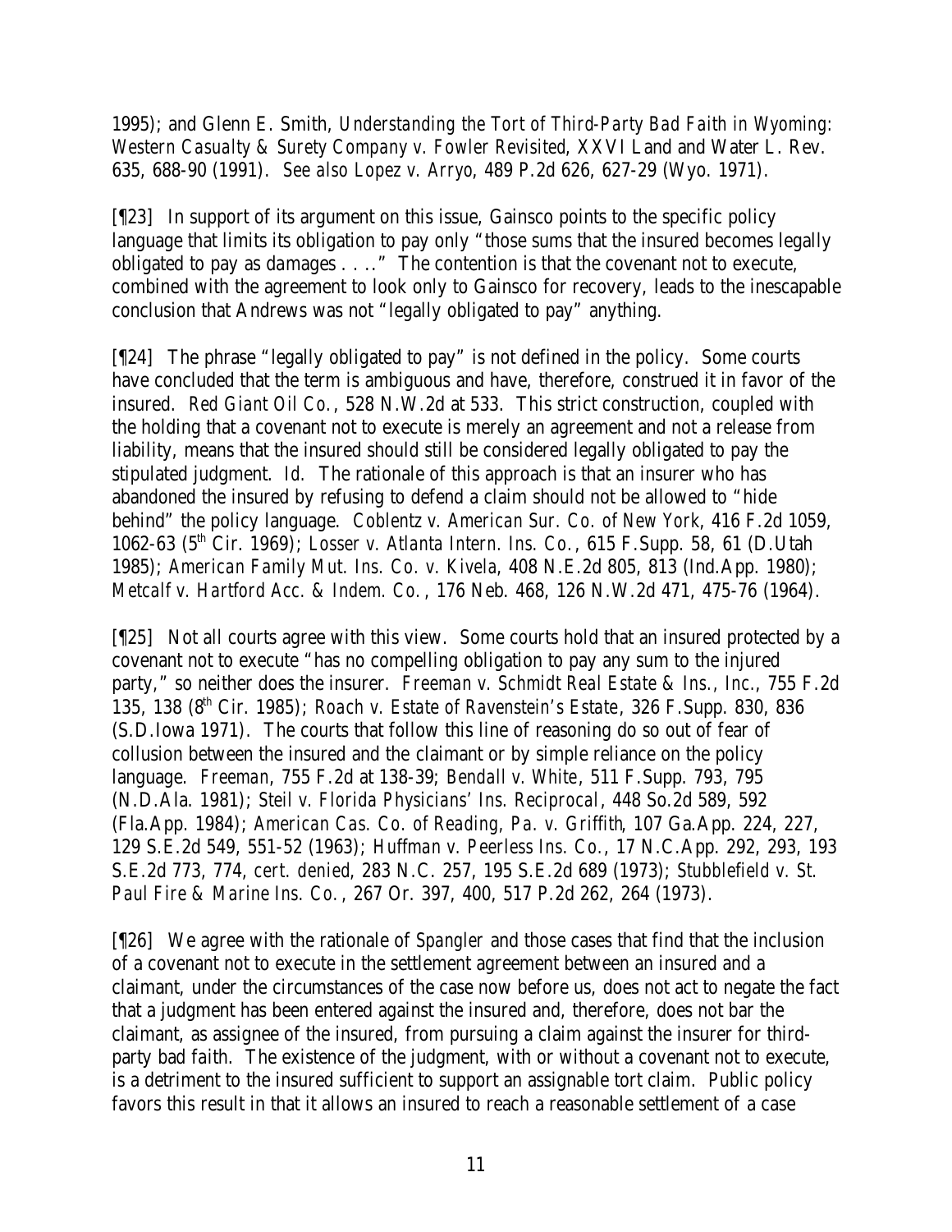1995); and Glenn E. Smith, *Understanding the Tort of Third-Party Bad Faith in Wyoming: Western Casualty & Surety Company v. Fowler Revisited*, XXVI Land and Water L. Rev. 635, 688-90 (1991). *See also Lopez v. Arryo*, 489 P.2d 626, 627-29 (Wyo. 1971).

[¶23] In support of its argument on this issue, Gainsco points to the specific policy language that limits its obligation to pay only "those sums that the insured becomes legally obligated to pay as damages . . .." The contention is that the covenant not to execute, combined with the agreement to look only to Gainsco for recovery, leads to the inescapable conclusion that Andrews was not "legally obligated to pay" anything.

[¶24] The phrase "legally obligated to pay" is not defined in the policy. Some courts have concluded that the term is ambiguous and have, therefore, construed it in favor of the insured. *Red Giant Oil Co.*, 528 N.W.2d at 533. This strict construction, coupled with the holding that a covenant not to execute is merely an agreement and not a release from liability, means that the insured should still be considered legally obligated to pay the stipulated judgment. *Id.* The rationale of this approach is that an insurer who has abandoned the insured by refusing to defend a claim should not be allowed to "hide behind" the policy language. *Coblentz v. American Sur. Co. of New York*, 416 F.2d 1059, 1062-63 (5th Cir. 1969); *Losser v. Atlanta Intern. Ins. Co.*, 615 F.Supp. 58, 61 (D.Utah 1985); *American Family Mut. Ins. Co. v. Kivela*, 408 N.E.2d 805, 813 (Ind.App. 1980); *Metcalf v. Hartford Acc. & Indem. Co.*, 176 Neb. 468, 126 N.W.2d 471, 475-76 (1964).

[¶25] Not all courts agree with this view. Some courts hold that an insured protected by a covenant not to execute "has no compelling obligation to pay any sum to the injured party," so neither does the insurer. *Freeman v. Schmidt Real Estate & Ins., Inc.*, 755 F.2d 135, 138 (8th Cir. 1985); *Roach v. Estate of Ravenstein's Estate*, 326 F.Supp. 830, 836 (S.D.Iowa 1971). The courts that follow this line of reasoning do so out of fear of collusion between the insured and the claimant or by simple reliance on the policy language. *Freeman*, 755 F.2d at 138-39; *Bendall v. White*, 511 F.Supp. 793, 795 (N.D.Ala. 1981); *Steil v. Florida Physicians' Ins. Reciprocal*, 448 So.2d 589, 592 (Fla.App. 1984); *American Cas. Co. of Reading, Pa. v. Griffith*, 107 Ga.App. 224, 227, 129 S.E.2d 549, 551-52 (1963); *Huffman v. Peerless Ins. Co.*, 17 N.C.App. 292, 293, 193 S.E.2d 773, 774, *cert. denied*, 283 N.C. 257, 195 S.E.2d 689 (1973); *Stubblefield v. St. Paul Fire & Marine Ins. Co.*, 267 Or. 397, 400, 517 P.2d 262, 264 (1973).

[¶26] We agree with the rationale of *Spangler* and those cases that find that the inclusion of a covenant not to execute in the settlement agreement between an insured and a claimant, under the circumstances of the case now before us, does not act to negate the fact that a judgment has been entered against the insured and, therefore, does not bar the claimant, as assignee of the insured, from pursuing a claim against the insurer for third-party bad faith. The existence of the judgment, with or without a covenant not to execute, is a detriment to the insured sufficient to support an assignable tort claim. Public policy favors this result in that it allows an insured to reach a reasonable settlement of a case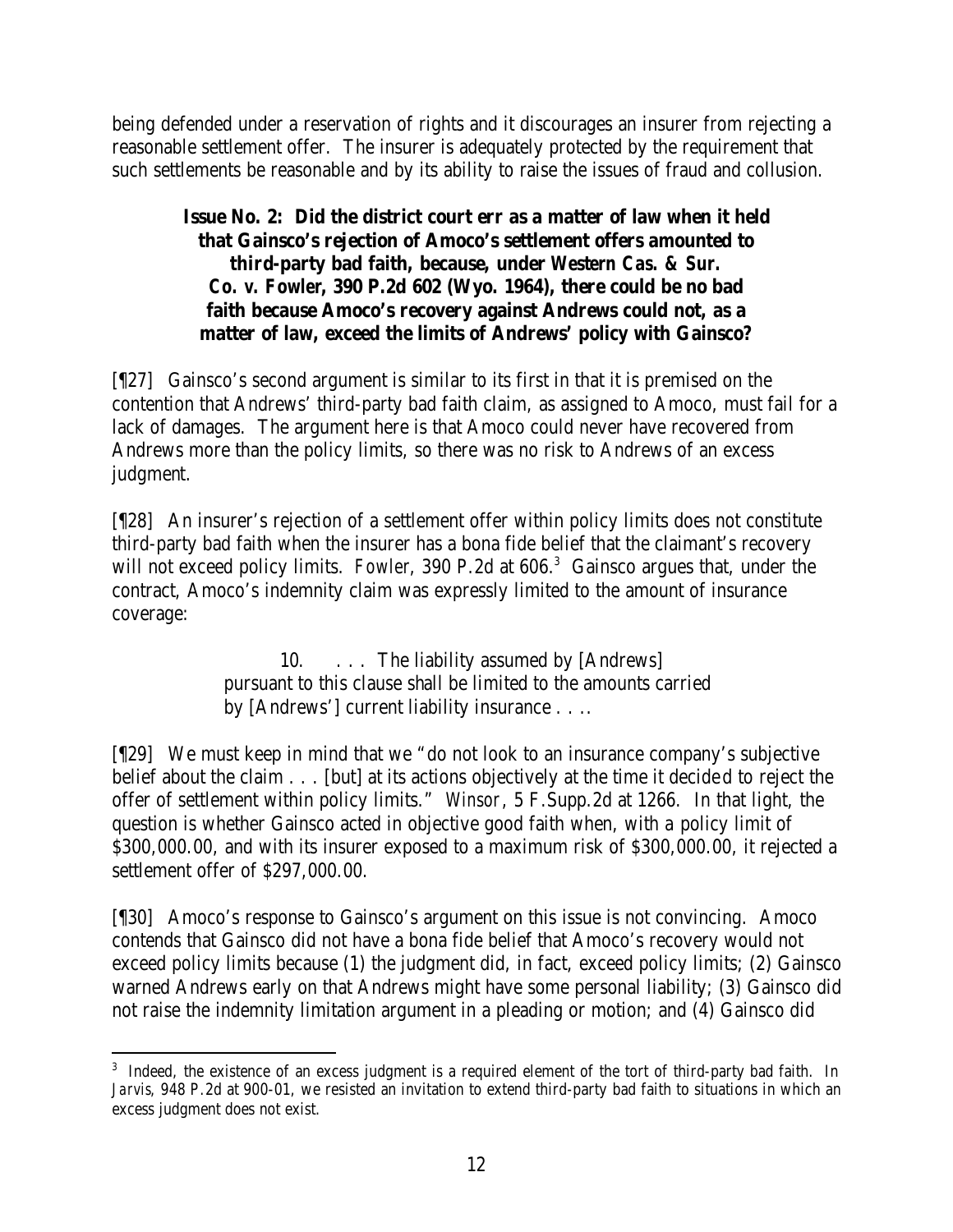being defended under a reservation of rights and it discourages an insurer from rejecting a reasonable settlement offer. The insurer is adequately protected by the requirement that such settlements be reasonable and by its ability to raise the issues of fraud and collusion.

**Issue No. 2: Did the district court err as a matter of law when it held that Gainsco's rejection of Amoco's settlement offers amounted to third-party bad faith, because, under *Western Cas. & Sur. Co. v. Fowler*, 390 P.2d 602 (Wyo. 1964), there could be no bad faith because Amoco's recovery against Andrews could not, as a matter of law, exceed the limits of Andrews' policy with Gainsco?**

[¶27] Gainsco's second argument is similar to its first in that it is premised on the contention that Andrews' third-party bad faith claim, as assigned to Amoco, must fail for a lack of damages. The argument here is that Amoco could never have recovered from Andrews more than the policy limits, so there was no risk to Andrews of an excess judgment.

[¶28] An insurer's rejection of a settlement offer within policy limits does not constitute third-party bad faith when the insurer has a bona fide belief that the claimant's recovery will not exceed policy limits. *Fowler*, 390 P.2d at 606.[3] Gainsco argues that, under the contract, Amoco's indemnity claim was expressly limited to the amount of insurance coverage:

> 10. . . . The liability assumed by [Andrews] pursuant to this clause shall be limited to the amounts carried by [Andrews'] current liability insurance . . ..

[¶29] We must keep in mind that we "do not look to an insurance company's subjective belief about the claim . . . [but] at its actions objectively at the time it decided to reject the offer of settlement within policy limits." *Winsor*, 5 F.Supp.2d at 1266. In that light, the question is whether Gainsco acted in objective good faith when, with a policy limit of \$300,000.00, and with its insurer exposed to a maximum risk of \$300,000.00, it rejected a settlement offer of \$297,000.00.

[¶30] Amoco's response to Gainsco's argument on this issue is not convincing. Amoco contends that Gainsco did not have a bona fide belief that Amoco's recovery would not exceed policy limits because (1) the judgment did, in fact, exceed policy limits; (2) Gainsco warned Andrews early on that Andrews might have some personal liability; (3) Gainsco did not raise the indemnity limitation argument in a pleading or motion; and (4) Gainsco did

---

[3] Indeed, the existence of an excess judgment is a required element of the tort of third-party bad faith. In *Jarvis*, 948 P.2d at 900-01, we resisted an invitation to extend third-party bad faith to situations in which an excess judgment does not exist.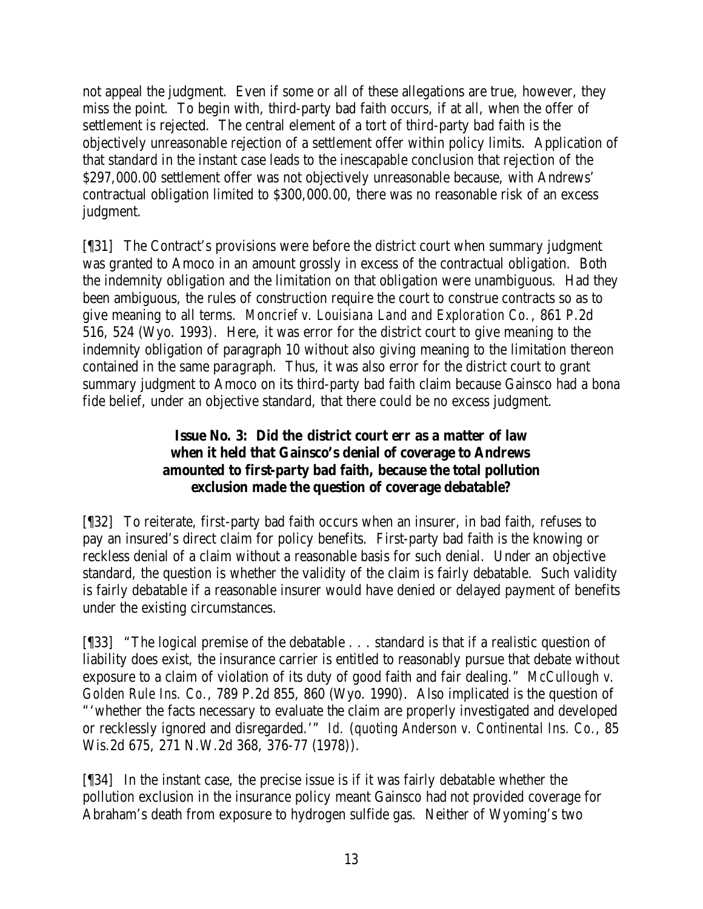not appeal the judgment. Even if some or all of these allegations are true, however, they miss the point. To begin with, third-party bad faith occurs, if at all, when the offer of settlement is rejected. The central element of a tort of third-party bad faith is the objectively unreasonable rejection of a settlement offer within policy limits. Application of that standard in the instant case leads to the inescapable conclusion that rejection of the $297,000.00 settlement offer was not objectively unreasonable because, with Andrews' contractual obligation limited to $300,000.00, there was no reasonable risk of an excess judgment.

[¶31] The Contract's provisions were before the district court when summary judgment was granted to Amoco in an amount grossly in excess of the contractual obligation. Both the indemnity obligation and the limitation on that obligation were unambiguous. Had they been ambiguous, the rules of construction require the court to construe contracts so as to give meaning to all terms. *Moncrief v. Louisiana Land and Exploration Co.*, 861 P.2d 516, 524 (Wyo. 1993). Here, it was error for the district court to give meaning to the indemnity obligation of paragraph 10 without also giving meaning to the limitation thereon contained in the same paragraph. Thus, it was also error for the district court to grant summary judgment to Amoco on its third-party bad faith claim because Gainsco had a bona fide belief, under an objective standard, that there could be no excess judgment.

**Issue No. 3: Did the district court err as a matter of law when it held that Gainsco's denial of coverage to Andrews amounted to first-party bad faith, because the total pollution exclusion made the question of coverage debatable?**

[¶32] To reiterate, first-party bad faith occurs when an insurer, in bad faith, refuses to pay an insured's direct claim for policy benefits. First-party bad faith is the knowing or reckless denial of a claim without a reasonable basis for such denial. Under an objective standard, the question is whether the validity of the claim is fairly debatable. Such validity is fairly debatable if a reasonable insurer would have denied or delayed payment of benefits under the existing circumstances.

[¶33] "The logical premise of the debatable . . . standard is that if a realistic question of liability does exist, the insurance carrier is entitled to reasonably pursue that debate without exposure to a claim of violation of its duty of good faith and fair dealing." *McCullough v. Golden Rule Ins. Co.*, 789 P.2d 855, 860 (Wyo. 1990). Also implicated is the question of "'whether the facts necessary to evaluate the claim are properly investigated and developed or recklessly ignored and disregarded.'" *Id.* (quoting *Anderson v. Continental Ins. Co.*, 85 Wis.2d 675, 271 N.W.2d 368, 376-77 (1978)).

[¶34] In the instant case, the precise issue is if it was fairly debatable whether the pollution exclusion in the insurance policy meant Gainsco had not provided coverage for Abraham's death from exposure to hydrogen sulfide gas. Neither of Wyoming's two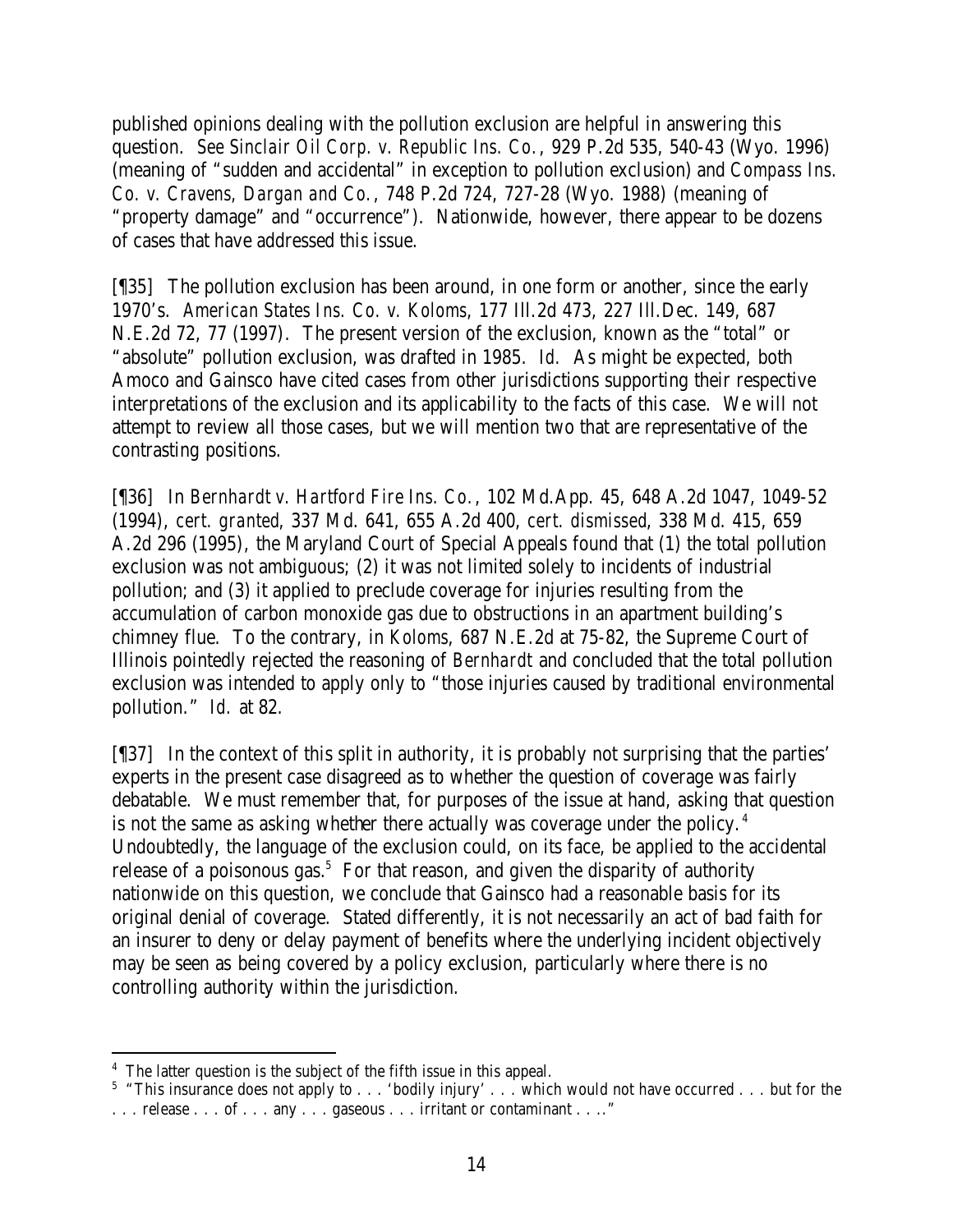published opinions dealing with the pollution exclusion are helpful in answering this question. *See Sinclair Oil Corp. v. Republic Ins. Co.*, 929 P.2d 535, 540-43 (Wyo. 1996) (meaning of "sudden and accidental" in exception to pollution exclusion) and *Compass Ins. Co. v. Cravens, Dargan and Co.*, 748 P.2d 724, 727-28 (Wyo. 1988) (meaning of "property damage" and "occurrence"). Nationwide, however, there appear to be dozens of cases that have addressed this issue.

[¶35] The pollution exclusion has been around, in one form or another, since the early 1970's. *American States Ins. Co. v. Koloms*, 177 Ill.2d 473, 227 Ill.Dec. 149, 687 N.E.2d 72, 77 (1997). The present version of the exclusion, known as the "total" or "absolute" pollution exclusion, was drafted in 1985. *Id.* As might be expected, both Amoco and Gainsco have cited cases from other jurisdictions supporting their respective interpretations of the exclusion and its applicability to the facts of this case. We will not attempt to review all those cases, but we will mention two that are representative of the contrasting positions.

[¶36] In *Bernhardt v. Hartford Fire Ins. Co.*, 102 Md.App. 45, 648 A.2d 1047, 1049-52 (1994), *cert. granted*, 337 Md. 641, 655 A.2d 400, *cert. dismissed*, 338 Md. 415, 659 A.2d 296 (1995), the Maryland Court of Special Appeals found that (1) the total pollution exclusion was not ambiguous; (2) it was not limited solely to incidents of industrial pollution; and (3) it applied to preclude coverage for injuries resulting from the accumulation of carbon monoxide gas due to obstructions in an apartment building's chimney flue. To the contrary, in *Koloms*, 687 N.E.2d at 75-82, the Supreme Court of Illinois pointedly rejected the reasoning of *Bernhardt* and concluded that the total pollution exclusion was intended to apply only to "those injuries caused by traditional environmental pollution." *Id.* at 82.

[¶37] In the context of this split in authority, it is probably not surprising that the parties' experts in the present case disagreed as to whether the question of coverage was fairly debatable. We must remember that, for purposes of the issue at hand, asking that question is not the same as asking whether there actually was coverage under the policy.[4] Undoubtedly, the language of the exclusion could, on its face, be applied to the accidental release of a poisonous gas.[5] For that reason, and given the disparity of authority nationwide on this question, we conclude that Gainsco had a reasonable basis for its original denial of coverage. Stated differently, it is not necessarily an act of bad faith for an insurer to deny or delay payment of benefits where the underlying incident objectively may be seen as being covered by a policy exclusion, particularly where there is no controlling authority within the jurisdiction.

---

[4] The latter question is the subject of the fifth issue in this appeal.

[5] "This insurance does not apply to . . . 'bodily injury' . . . which would not have occurred . . . but for the . . . release . . . of . . . any . . . gaseous . . . irritant or contaminant . . . ."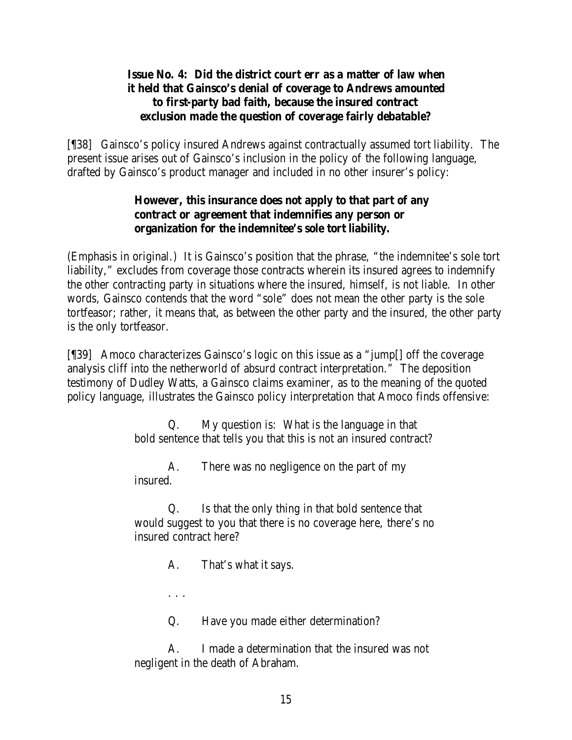**Issue No. 4: Did the district court err as a matter of law when it held that Gainsco's denial of coverage to Andrews amounted to first-party bad faith, because the insured contract exclusion made the question of coverage fairly debatable?**

[¶38] Gainsco's policy insured Andrews against contractually assumed tort liability. The present issue arises out of Gainsco's inclusion in the policy of the following language, drafted by Gainsco's product manager and included in no other insurer's policy:

> **However, this insurance does not apply to that part of any contract or agreement that indemnifies any person or organization for the indemnitee's sole tort liability.**

(Emphasis in original.) It is Gainsco's position that the phrase, "the indemnitee's sole tort liability," excludes from coverage those contracts wherein its insured agrees to indemnify the other contracting party in situations where the insured, himself, is not liable. In other words, Gainsco contends that the word "sole" does not mean the other party is the sole tortfeasor; rather, it means that, as between the other party and the insured, the other party is the only tortfeasor.

[¶39] Amoco characterizes Gainsco's logic on this issue as a "jump[] off the coverage analysis cliff into the netherworld of absurd contract interpretation." The deposition testimony of Dudley Watts, a Gainsco claims examiner, as to the meaning of the quoted policy language, illustrates the Gainsco policy interpretation that Amoco finds offensive:

> Q. My question is: What is the language in that bold sentence that tells you that this is not an insured contract?
>
> A. There was no negligence on the part of my insured.
>
> Q. Is that the only thing in that bold sentence that would suggest to you that there is no coverage here, there's no insured contract here?
>
> A. That's what it says.
>
> . . .
>
> Q. Have you made either determination?
>
> A. I made a determination that the insured was not negligent in the death of Abraham.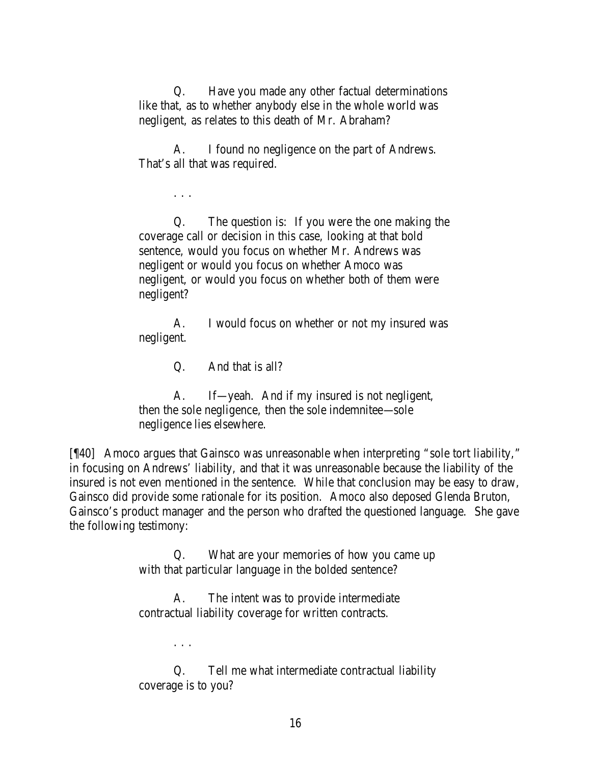> Q. Have you made any other factual determinations like that, as to whether anybody else in the whole world was negligent, as relates to this death of Mr. Abraham?
>
> A. I found no negligence on the part of Andrews. That's all that was required.
>
> . . .
>
> Q. The question is: If you were the one making the coverage call or decision in this case, looking at that bold sentence, would you focus on whether Mr. Andrews was negligent or would you focus on whether Amoco was negligent, or would you focus on whether both of them were negligent?
>
> A. I would focus on whether or not my insured was negligent.
>
> Q. And that is all?
>
> A. If—yeah. And if my insured is not negligent, then the sole negligence, then the sole indemnitee—sole negligence lies elsewhere.

[¶40] Amoco argues that Gainsco was unreasonable when interpreting "sole tort liability," in focusing on Andrews' liability, and that it was unreasonable because the liability of the insured is not even mentioned in the sentence. While that conclusion may be easy to draw, Gainsco did provide some rationale for its position. Amoco also deposed Glenda Bruton, Gainsco's product manager and the person who drafted the questioned language. She gave the following testimony:

> Q. What are your memories of how you came up with that particular language in the bolded sentence?
>
> A. The intent was to provide intermediate contractual liability coverage for written contracts.
>
> . . .
>
> Q. Tell me what intermediate contractual liability coverage is to you?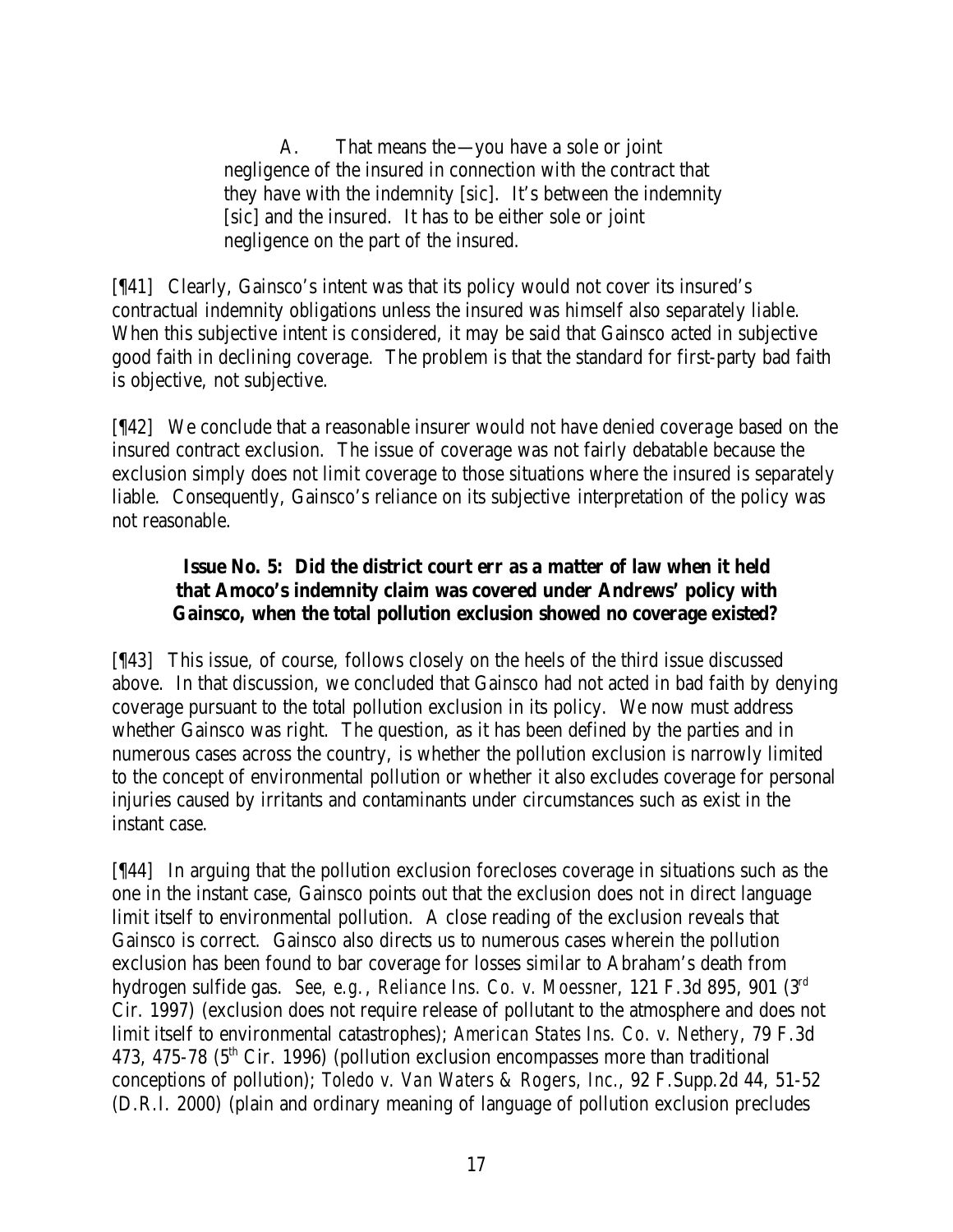> A. That means the—you have a sole or joint negligence of the insured in connection with the contract that they have with the indemnity [sic]. It's between the indemnity [sic] and the insured. It has to be either sole or joint negligence on the part of the insured.

[¶41] Clearly, Gainsco's intent was that its policy would not cover its insured's contractual indemnity obligations unless the insured was himself also separately liable. When this subjective intent is considered, it may be said that Gainsco acted in subjective good faith in declining coverage. The problem is that the standard for first-party bad faith is objective, not subjective.

[¶42] We conclude that a reasonable insurer would not have denied coverage based on the insured contract exclusion. The issue of coverage was not fairly debatable because the exclusion simply does not limit coverage to those situations where the insured is separately liable. Consequently, Gainsco's reliance on its subjective interpretation of the policy was not reasonable.

**Issue No. 5: Did the district court err as a matter of law when it held that Amoco's indemnity claim was covered under Andrews' policy with Gainsco, when the total pollution exclusion showed no coverage existed?**

[¶43] This issue, of course, follows closely on the heels of the third issue discussed above. In that discussion, we concluded that Gainsco had not acted in bad faith by denying coverage pursuant to the total pollution exclusion in its policy. We now must address whether Gainsco was right. The question, as it has been defined by the parties and in numerous cases across the country, is whether the pollution exclusion is narrowly limited to the concept of environmental pollution or whether it also excludes coverage for personal injuries caused by irritants and contaminants under circumstances such as exist in the instant case.

[¶44] In arguing that the pollution exclusion forecloses coverage in situations such as the one in the instant case, Gainsco points out that the exclusion does not in direct language limit itself to environmental pollution. A close reading of the exclusion reveals that Gainsco is correct. Gainsco also directs us to numerous cases wherein the pollution exclusion has been found to bar coverage for losses similar to Abraham's death from hydrogen sulfide gas. *See, e.g.*, *Reliance Ins. Co. v. Moessner*, 121 F.3d 895, 901 (3rd Cir. 1997) (exclusion does not require release of pollutant to the atmosphere and does not limit itself to environmental catastrophes); *American States Ins. Co. v. Nethery*, 79 F.3d 473, 475-78 (5th Cir. 1996) (pollution exclusion encompasses more than traditional conceptions of pollution); *Toledo v. Van Waters & Rogers, Inc.*, 92 F.Supp.2d 44, 51-52 (D.R.I. 2000) (plain and ordinary meaning of language of pollution exclusion precludes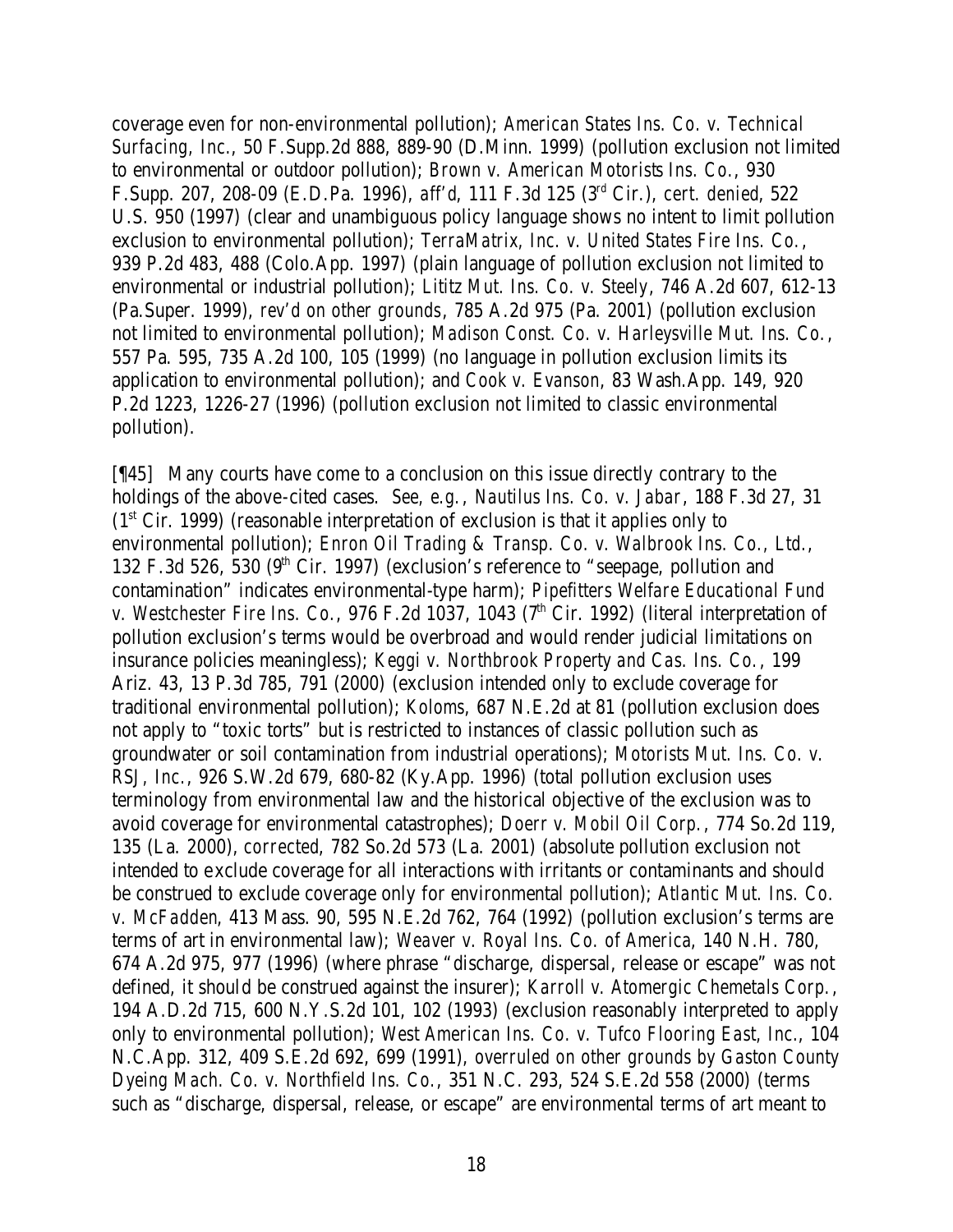coverage even for non-environmental pollution); *American States Ins. Co. v. Technical Surfacing, Inc.*, 50 F.Supp.2d 888, 889-90 (D.Minn. 1999) (pollution exclusion not limited to environmental or outdoor pollution); *Brown v. American Motorists Ins. Co.*, 930 F.Supp. 207, 208-09 (E.D.Pa. 1996), *aff'd*, 111 F.3d 125 (3rd Cir.), *cert. denied*, 522 U.S. 950 (1997) (clear and unambiguous policy language shows no intent to limit pollution exclusion to environmental pollution); *TerraMatrix, Inc. v. United States Fire Ins. Co.*, 939 P.2d 483, 488 (Colo.App. 1997) (plain language of pollution exclusion not limited to environmental or industrial pollution); *Lititz Mut. Ins. Co. v. Steely*, 746 A.2d 607, 612-13 (Pa.Super. 1999), *rev'd on other grounds*, 785 A.2d 975 (Pa. 2001) (pollution exclusion not limited to environmental pollution); *Madison Const. Co. v. Harleysville Mut. Ins. Co.*, 557 Pa. 595, 735 A.2d 100, 105 (1999) (no language in pollution exclusion limits its application to environmental pollution); and *Cook v. Evanson*, 83 Wash.App. 149, 920 P.2d 1223, 1226-27 (1996) (pollution exclusion not limited to classic environmental pollution).

[¶45] Many courts have come to a conclusion on this issue directly contrary to the holdings of the above-cited cases. *See, e.g.*, *Nautilus Ins. Co. v. Jabar*, 188 F.3d 27, 31 (1st Cir. 1999) (reasonable interpretation of exclusion is that it applies only to environmental pollution); *Enron Oil Trading & Transp. Co. v. Walbrook Ins. Co., Ltd.*, 132 F.3d 526, 530 (9th Cir. 1997) (exclusion's reference to "seepage, pollution and contamination" indicates environmental-type harm); *Pipefitters Welfare Educational Fund v. Westchester Fire Ins. Co.*, 976 F.2d 1037, 1043 (7th Cir. 1992) (literal interpretation of pollution exclusion's terms would be overbroad and would render judicial limitations on insurance policies meaningless); *Keggi v. Northbrook Property and Cas. Ins. Co.*, 199 Ariz. 43, 13 P.3d 785, 791 (2000) (exclusion intended only to exclude coverage for traditional environmental pollution); *Koloms*, 687 N.E.2d at 81 (pollution exclusion does not apply to "toxic torts" but is restricted to instances of classic pollution such as groundwater or soil contamination from industrial operations); *Motorists Mut. Ins. Co. v. RSJ, Inc.*, 926 S.W.2d 679, 680-82 (Ky.App. 1996) (total pollution exclusion uses terminology from environmental law and the historical objective of the exclusion was to avoid coverage for environmental catastrophes); *Doerr v. Mobil Oil Corp.*, 774 So.2d 119, 135 (La. 2000), *corrected*, 782 So.2d 573 (La. 2001) (absolute pollution exclusion not intended to exclude coverage for all interactions with irritants or contaminants and should be construed to exclude coverage only for environmental pollution); *Atlantic Mut. Ins. Co. v. McFadden*, 413 Mass. 90, 595 N.E.2d 762, 764 (1992) (pollution exclusion's terms are terms of art in environmental law); *Weaver v. Royal Ins. Co. of America*, 140 N.H. 780, 674 A.2d 975, 977 (1996) (where phrase "discharge, dispersal, release or escape" was not defined, it should be construed against the insurer); *Karroll v. Atomergic Chemetals Corp.*, 194 A.D.2d 715, 600 N.Y.S.2d 101, 102 (1993) (exclusion reasonably interpreted to apply only to environmental pollution); *West American Ins. Co. v. Tufco Flooring East, Inc.*, 104 N.C.App. 312, 409 S.E.2d 692, 699 (1991), *overruled on other grounds by Gaston County Dyeing Mach. Co. v. Northfield Ins. Co.*, 351 N.C. 293, 524 S.E.2d 558 (2000) (terms such as "discharge, dispersal, release, or escape" are environmental terms of art meant to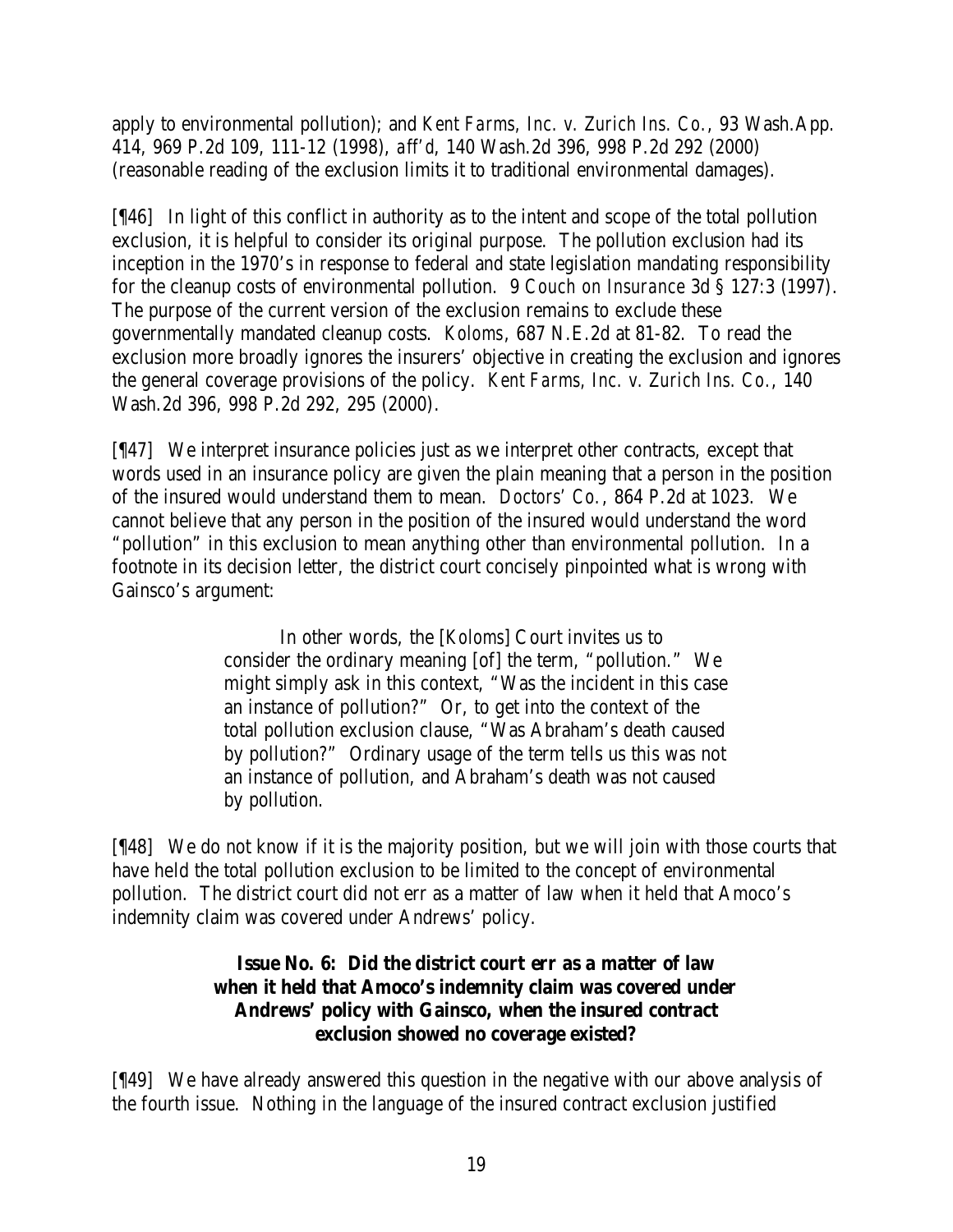apply to environmental pollution); and *Kent Farms, Inc. v. Zurich Ins. Co.*, 93 Wash.App. 414, 969 P.2d 109, 111-12 (1998), *aff'd*, 140 Wash.2d 396, 998 P.2d 292 (2000) (reasonable reading of the exclusion limits it to traditional environmental damages).

[¶46] In light of this conflict in authority as to the intent and scope of the total pollution exclusion, it is helpful to consider its original purpose. The pollution exclusion had its inception in the 1970's in response to federal and state legislation mandating responsibility for the cleanup costs of environmental pollution. *9 Couch on Insurance* 3d § 127:3 (1997). The purpose of the current version of the exclusion remains to exclude these governmentally mandated cleanup costs. *Koloms*, 687 N.E.2d at 81-82. To read the exclusion more broadly ignores the insurers' objective in creating the exclusion and ignores the general coverage provisions of the policy. *Kent Farms, Inc. v. Zurich Ins. Co.*, 140 Wash.2d 396, 998 P.2d 292, 295 (2000).

[¶47] We interpret insurance policies just as we interpret other contracts, except that words used in an insurance policy are given the plain meaning that a person in the position of the insured would understand them to mean. *Doctors' Co.*, 864 P.2d at 1023. We cannot believe that any person in the position of the insured would understand the word "pollution" in this exclusion to mean anything other than environmental pollution. In a footnote in its decision letter, the district court concisely pinpointed what is wrong with Gainsco's argument:

> In other words, the [*Koloms*] Court invites us to consider the ordinary meaning [of] the term, "pollution." We might simply ask in this context, "Was the incident in this case an instance of pollution?" Or, to get into the context of the total pollution exclusion clause, "Was Abraham's death caused by pollution?" Ordinary usage of the term tells us this was not an instance of pollution, and Abraham's death was not caused by pollution.

[¶48] We do not know if it is the majority position, but we will join with those courts that have held the total pollution exclusion to be limited to the concept of environmental pollution. The district court did not err as a matter of law when it held that Amoco's indemnity claim was covered under Andrews' policy.

**Issue No. 6: Did the district court err as a matter of law when it held that Amoco's indemnity claim was covered under Andrews' policy with Gainsco, when the insured contract exclusion showed no coverage existed?**

[¶49] We have already answered this question in the negative with our above analysis of the fourth issue. Nothing in the language of the insured contract exclusion justified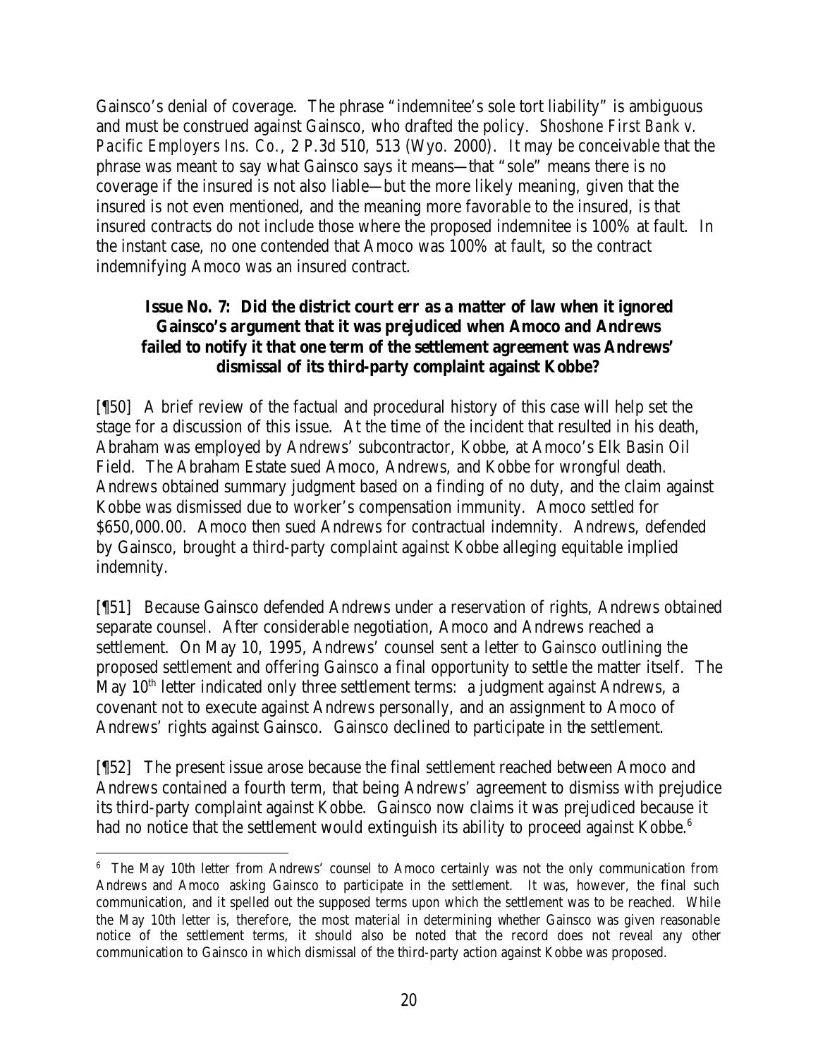Gainsco's denial of coverage. The phrase "indemnitee's sole tort liability" is ambiguous and must be construed against Gainsco, who drafted the policy. *Shoshone First Bank v. Pacific Employers Ins. Co.*, 2 P.3d 510, 513 (Wyo. 2000). It may be conceivable that the phrase was meant to say what Gainsco says it means—that "sole" means there is no coverage if the insured is not also liable—but the more likely meaning, given that the insured is not even mentioned, and the meaning more favorable to the insured, is that insured contracts do not include those where the proposed indemnitee is 100% at fault. In the instant case, no one contended that Amoco was 100% at fault, so the contract indemnifying Amoco was an insured contract.

**Issue No. 7: Did the district court err as a matter of law when it ignored Gainsco's argument that it was prejudiced when Amoco and Andrews failed to notify it that one term of the settlement agreement was Andrews' dismissal of its third-party complaint against Kobbe?**

[¶50] A brief review of the factual and procedural history of this case will help set the stage for a discussion of this issue. At the time of the incident that resulted in his death, Abraham was employed by Andrews' subcontractor, Kobbe, at Amoco's Elk Basin Oil Field. The Abraham Estate sued Amoco, Andrews, and Kobbe for wrongful death. Andrews obtained summary judgment based on a finding of no duty, and the claim against Kobbe was dismissed due to worker's compensation immunity. Amoco settled for \$650,000.00. Amoco then sued Andrews for contractual indemnity. Andrews, defended by Gainsco, brought a third-party complaint against Kobbe alleging equitable implied indemnity.

[¶51] Because Gainsco defended Andrews under a reservation of rights, Andrews obtained separate counsel. After considerable negotiation, Amoco and Andrews reached a settlement. On May 10, 1995, Andrews' counsel sent a letter to Gainsco outlining the proposed settlement and offering Gainsco a final opportunity to settle the matter itself. The May 10th letter indicated only three settlement terms: a judgment against Andrews, a covenant not to execute against Andrews personally, and an assignment to Amoco of Andrews' rights against Gainsco. Gainsco declined to participate in the settlement.

[¶52] The present issue arose because the final settlement reached between Amoco and Andrews contained a fourth term, that being Andrews' agreement to dismiss with prejudice its third-party complaint against Kobbe. Gainsco now claims it was prejudiced because it had no notice that the settlement would extinguish its ability to proceed against Kobbe.[6]

[6] The May 10th letter from Andrews' counsel to Amoco certainly was not the only communication from Andrews and Amoco asking Gainsco to participate in the settlement. It was, however, the final such communication, and it spelled out the supposed terms upon which the settlement was to be reached. While the May 10th letter is, therefore, the most material in determining whether Gainsco was given reasonable notice of the settlement terms, it should also be noted that the record does not reveal any other communication to Gainsco in which dismissal of the third-party action against Kobbe was proposed.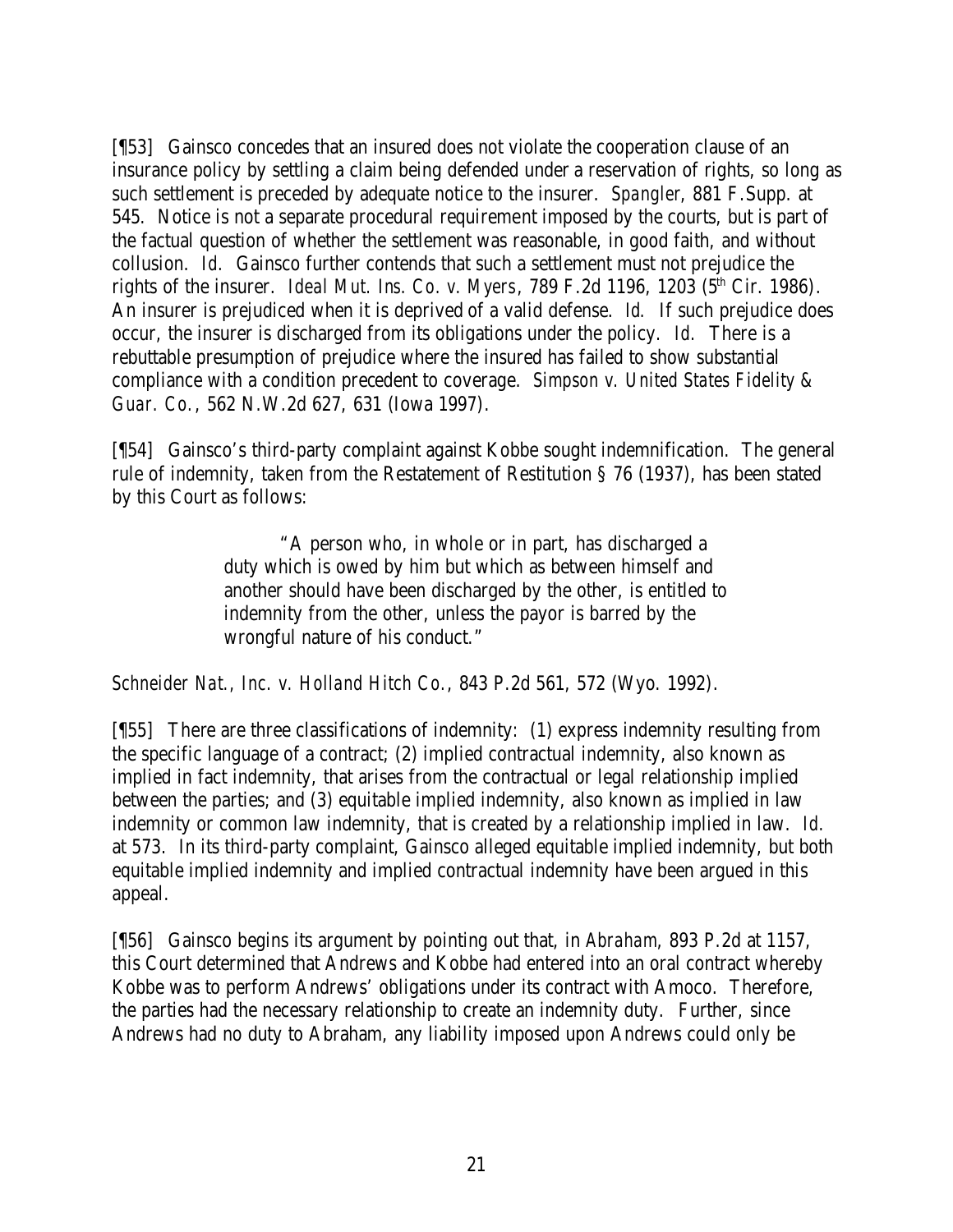[¶53] Gainsco concedes that an insured does not violate the cooperation clause of an insurance policy by settling a claim being defended under a reservation of rights, so long as such settlement is preceded by adequate notice to the insurer. *Spangler*, 881 F.Supp. at 545. Notice is not a separate procedural requirement imposed by the courts, but is part of the factual question of whether the settlement was reasonable, in good faith, and without collusion. *Id.* Gainsco further contends that such a settlement must not prejudice the rights of the insurer. *Ideal Mut. Ins. Co. v. Myers*, 789 F.2d 1196, 1203 (5th Cir. 1986). An insurer is prejudiced when it is deprived of a valid defense. *Id.* If such prejudice does occur, the insurer is discharged from its obligations under the policy. *Id.* There is a rebuttable presumption of prejudice where the insured has failed to show substantial compliance with a condition precedent to coverage. *Simpson v. United States Fidelity & Guar. Co.*, 562 N.W.2d 627, 631 (Iowa 1997).

[¶54] Gainsco's third-party complaint against Kobbe sought indemnification. The general rule of indemnity, taken from the Restatement of Restitution § 76 (1937), has been stated by this Court as follows:

> "A person who, in whole or in part, has discharged a duty which is owed by him but which as between himself and another should have been discharged by the other, is entitled to indemnity from the other, unless the payor is barred by the wrongful nature of his conduct."

*Schneider Nat., Inc. v. Holland Hitch Co.*, 843 P.2d 561, 572 (Wyo. 1992).

[¶55] There are three classifications of indemnity: (1) express indemnity resulting from the specific language of a contract; (2) implied contractual indemnity, also known as implied in fact indemnity, that arises from the contractual or legal relationship implied between the parties; and (3) equitable implied indemnity, also known as implied in law indemnity or common law indemnity, that is created by a relationship implied in law. *Id.* at 573. In its third-party complaint, Gainsco alleged equitable implied indemnity, but both equitable implied indemnity and implied contractual indemnity have been argued in this appeal.

[¶56] Gainsco begins its argument by pointing out that, in *Abraham*, 893 P.2d at 1157, this Court determined that Andrews and Kobbe had entered into an oral contract whereby Kobbe was to perform Andrews' obligations under its contract with Amoco. Therefore, the parties had the necessary relationship to create an indemnity duty. Further, since Andrews had no duty to Abraham, any liability imposed upon Andrews could only be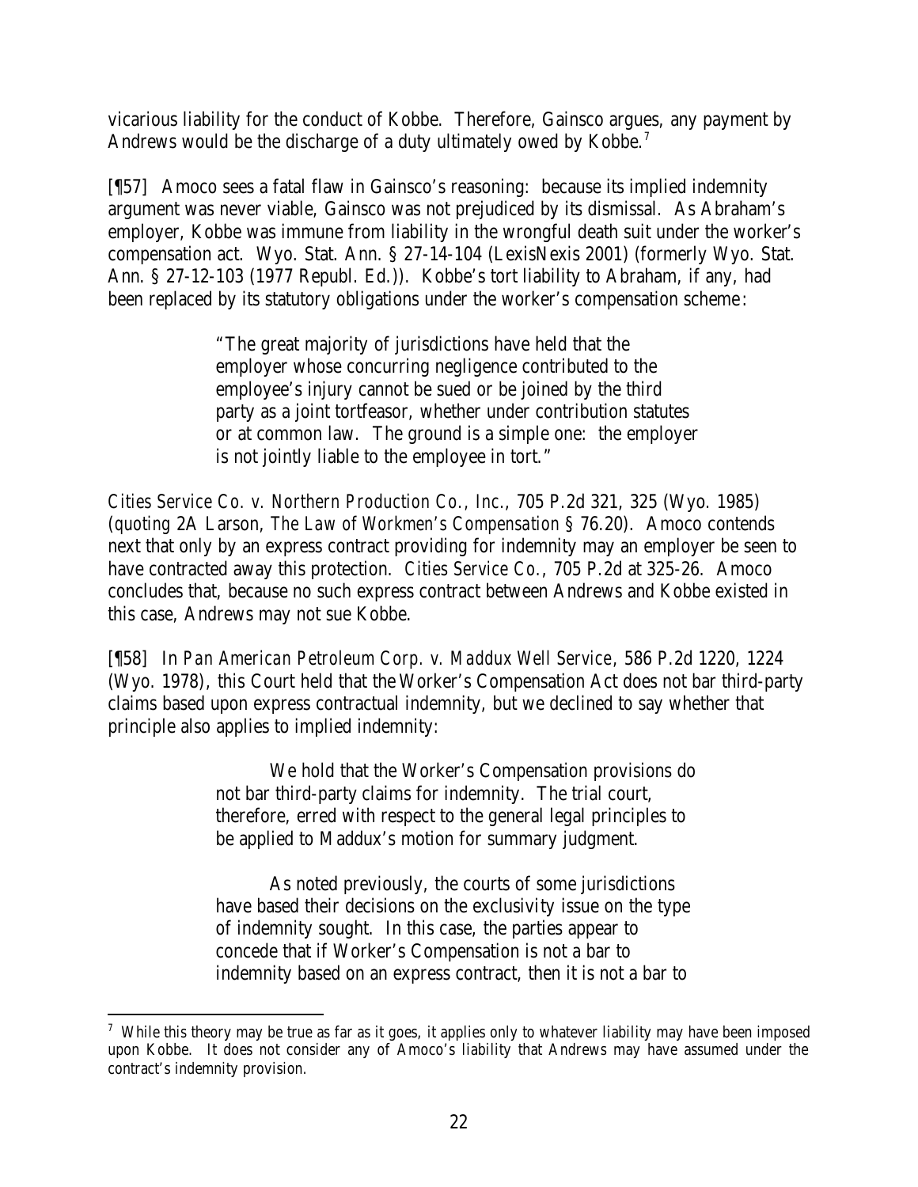vicarious liability for the conduct of Kobbe. Therefore, Gainsco argues, any payment by Andrews would be the discharge of a duty ultimately owed by Kobbe.[7]

[¶57] Amoco sees a fatal flaw in Gainsco's reasoning: because its implied indemnity argument was never viable, Gainsco was not prejudiced by its dismissal. As Abraham's employer, Kobbe was immune from liability in the wrongful death suit under the worker's compensation act. Wyo. Stat. Ann. § 27-14-104 (LexisNexis 2001) (formerly Wyo. Stat. Ann. § 27-12-103 (1977 Republ. Ed.)). Kobbe's tort liability to Abraham, if any, had been replaced by its statutory obligations under the worker's compensation scheme:

> "The great majority of jurisdictions have held that the employer whose concurring negligence contributed to the employee's injury cannot be sued or be joined by the third party as a joint tortfeasor, whether under contribution statutes or at common law. The ground is a simple one: the employer is not jointly liable to the employee in tort."

*Cities Service Co. v. Northern Production Co., Inc.*, 705 P.2d 321, 325 (Wyo. 1985) (*quoting* 2A Larson, *The Law of Workmen's Compensation* § 76.20). Amoco contends next that only by an express contract providing for indemnity may an employer be seen to have contracted away this protection. *Cities Service Co.*, 705 P.2d at 325-26. Amoco concludes that, because no such express contract between Andrews and Kobbe existed in this case, Andrews may not sue Kobbe.

[¶58] In *Pan American Petroleum Corp. v. Maddux Well Service*, 586 P.2d 1220, 1224 (Wyo. 1978), this Court held that the Worker's Compensation Act does not bar third-party claims based upon express contractual indemnity, but we declined to say whether that principle also applies to implied indemnity:

> We hold that the Worker's Compensation provisions do not bar third-party claims for indemnity. The trial court, therefore, erred with respect to the general legal principles to be applied to Maddux's motion for summary judgment.
>
> As noted previously, the courts of some jurisdictions have based their decisions on the exclusivity issue on the type of indemnity sought. In this case, the parties appear to concede that if Worker's Compensation is not a bar to indemnity based on an express contract, then it is not a bar to

---

[7] While this theory may be true as far as it goes, it applies only to whatever liability may have been imposed upon Kobbe. It does not consider any of Amoco's liability that Andrews may have assumed under the contract's indemnity provision.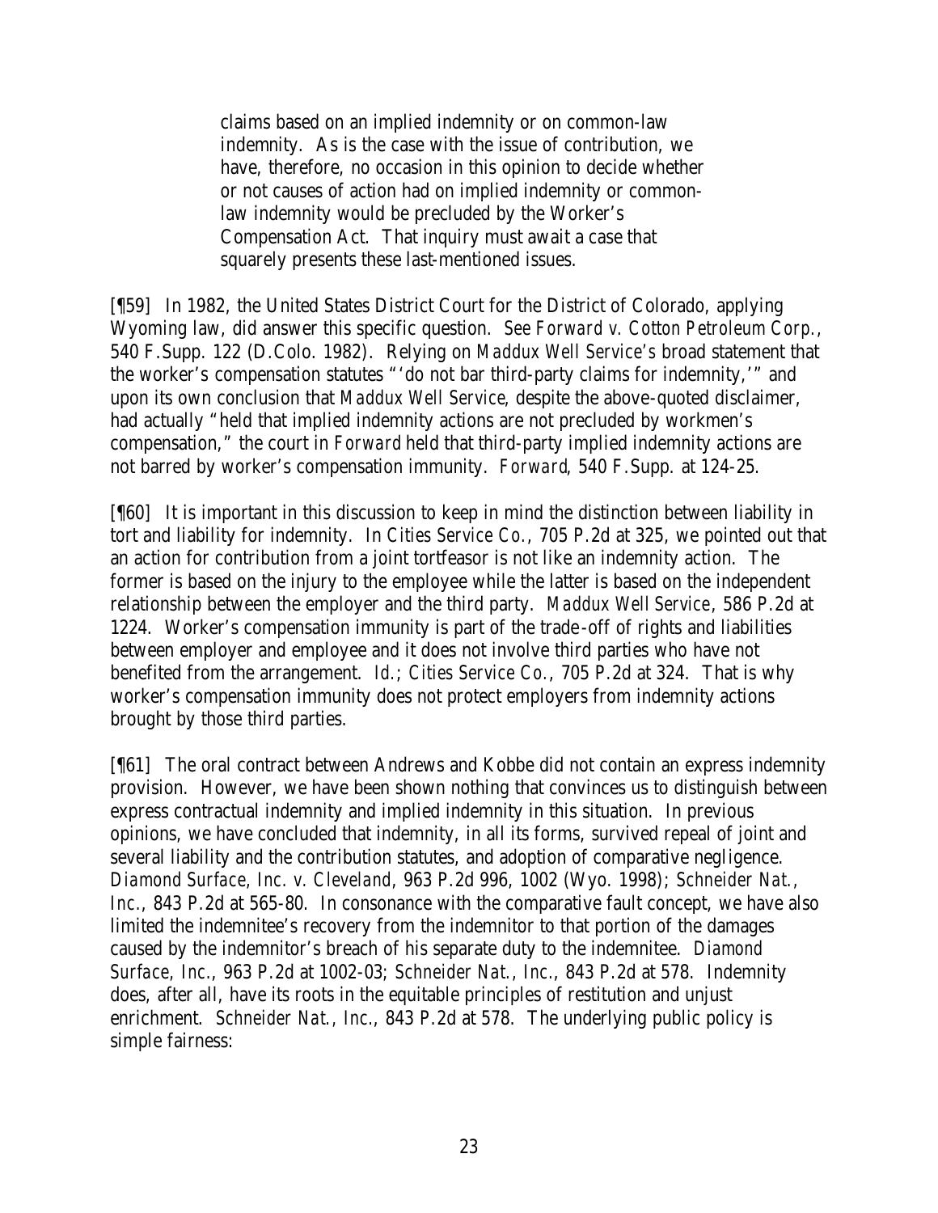> claims based on an implied indemnity or on common-law indemnity. As is the case with the issue of contribution, we have, therefore, no occasion in this opinion to decide whether or not causes of action had on implied indemnity or common-law indemnity would be precluded by the Worker's Compensation Act. That inquiry must await a case that squarely presents these last-mentioned issues.

[¶59] In 1982, the United States District Court for the District of Colorado, applying Wyoming law, did answer this specific question. *See Forward v. Cotton Petroleum Corp.*, 540 F.Supp. 122 (D.Colo. 1982). Relying on *Maddux Well Service's* broad statement that the worker's compensation statutes "'do not bar third-party claims for indemnity,'" and upon its own conclusion that *Maddux Well Service*, despite the above-quoted disclaimer, had actually "held that implied indemnity actions are not precluded by workmen's compensation," the court in *Forward* held that third-party implied indemnity actions are not barred by worker's compensation immunity. *Forward*, 540 F.Supp. at 124-25.

[¶60] It is important in this discussion to keep in mind the distinction between liability in tort and liability for indemnity. In *Cities Service Co.*, 705 P.2d at 325, we pointed out that an action for contribution from a joint tortfeasor is not like an indemnity action. The former is based on the injury to the employee while the latter is based on the independent relationship between the employer and the third party. *Maddux Well Service*, 586 P.2d at 1224. Worker's compensation immunity is part of the trade-off of rights and liabilities between employer and employee and it does not involve third parties who have not benefited from the arrangement. *Id.*; *Cities Service Co.*, 705 P.2d at 324. That is why worker's compensation immunity does not protect employers from indemnity actions brought by those third parties.

[¶61] The oral contract between Andrews and Kobbe did not contain an express indemnity provision. However, we have been shown nothing that convinces us to distinguish between express contractual indemnity and implied indemnity in this situation. In previous opinions, we have concluded that indemnity, in all its forms, survived repeal of joint and several liability and the contribution statutes, and adoption of comparative negligence. *Diamond Surface, Inc. v. Cleveland*, 963 P.2d 996, 1002 (Wyo. 1998); *Schneider Nat., Inc.*, 843 P.2d at 565-80. In consonance with the comparative fault concept, we have also limited the indemnitee's recovery from the indemnitor to that portion of the damages caused by the indemnitor's breach of his separate duty to the indemnitee. *Diamond Surface, Inc.*, 963 P.2d at 1002-03; *Schneider Nat., Inc.*, 843 P.2d at 578. Indemnity does, after all, have its roots in the equitable principles of restitution and unjust enrichment. *Schneider Nat., Inc.*, 843 P.2d at 578. The underlying public policy is simple fairness: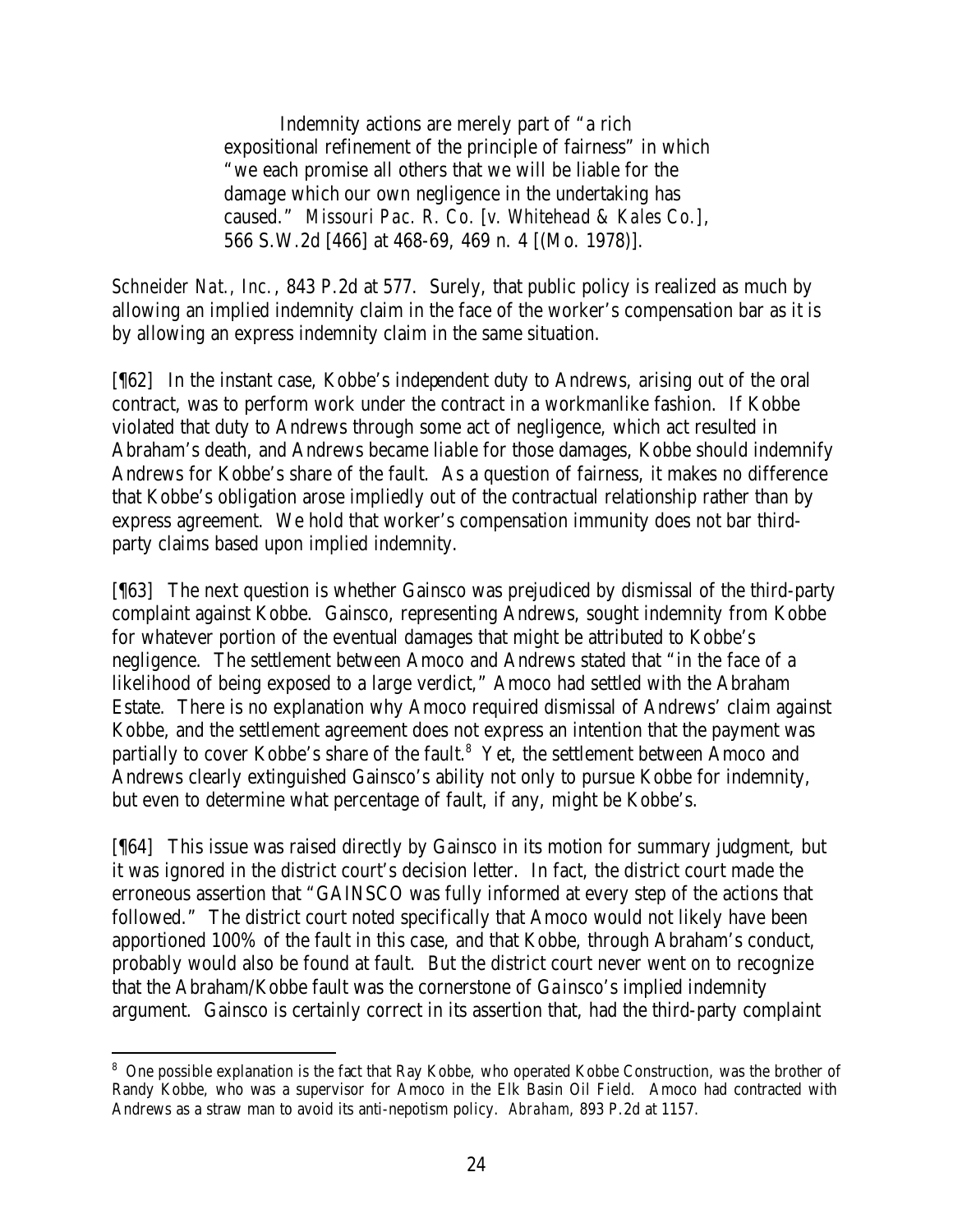> Indemnity actions are merely part of "a rich expositional refinement of the principle of fairness" in which "we each promise all others that we will be liable for the damage which our own negligence in the undertaking has caused." *Missouri Pac. R. Co.* [*v. Whitehead & Kales Co.*], 566 S.W.2d [466] at 468-69, 469 n. 4 [(Mo. 1978)].

*Schneider Nat., Inc.*, 843 P.2d at 577. Surely, that public policy is realized as much by allowing an implied indemnity claim in the face of the worker's compensation bar as it is by allowing an express indemnity claim in the same situation.

[¶62] In the instant case, Kobbe's independent duty to Andrews, arising out of the oral contract, was to perform work under the contract in a workmanlike fashion. If Kobbe violated that duty to Andrews through some act of negligence, which act resulted in Abraham's death, and Andrews became liable for those damages, Kobbe should indemnify Andrews for Kobbe's share of the fault. As a question of fairness, it makes no difference that Kobbe's obligation arose impliedly out of the contractual relationship rather than by express agreement. We hold that worker's compensation immunity does not bar third-party claims based upon implied indemnity.

[¶63] The next question is whether Gainsco was prejudiced by dismissal of the third-party complaint against Kobbe. Gainsco, representing Andrews, sought indemnity from Kobbe for whatever portion of the eventual damages that might be attributed to Kobbe's negligence. The settlement between Amoco and Andrews stated that "in the face of a likelihood of being exposed to a large verdict," Amoco had settled with the Abraham Estate. There is no explanation why Amoco required dismissal of Andrews' claim against Kobbe, and the settlement agreement does not express an intention that the payment was partially to cover Kobbe's share of the fault.[8] Yet, the settlement between Amoco and Andrews clearly extinguished Gainsco's ability not only to pursue Kobbe for indemnity, but even to determine what percentage of fault, if any, might be Kobbe's.

[¶64] This issue was raised directly by Gainsco in its motion for summary judgment, but it was ignored in the district court's decision letter. In fact, the district court made the erroneous assertion that "GAINSCO was fully informed at every step of the actions that followed." The district court noted specifically that Amoco would not likely have been apportioned 100% of the fault in this case, and that Kobbe, through Abraham's conduct, probably would also be found at fault. But the district court never went on to recognize that the Abraham/Kobbe fault was the cornerstone of Gainsco's implied indemnity argument. Gainsco is certainly correct in its assertion that, had the third-party complaint

---

[8] One possible explanation is the fact that Ray Kobbe, who operated Kobbe Construction, was the brother of Randy Kobbe, who was a supervisor for Amoco in the Elk Basin Oil Field. Amoco had contracted with Andrews as a straw man to avoid its anti-nepotism policy. *Abraham*, 893 P.2d at 1157.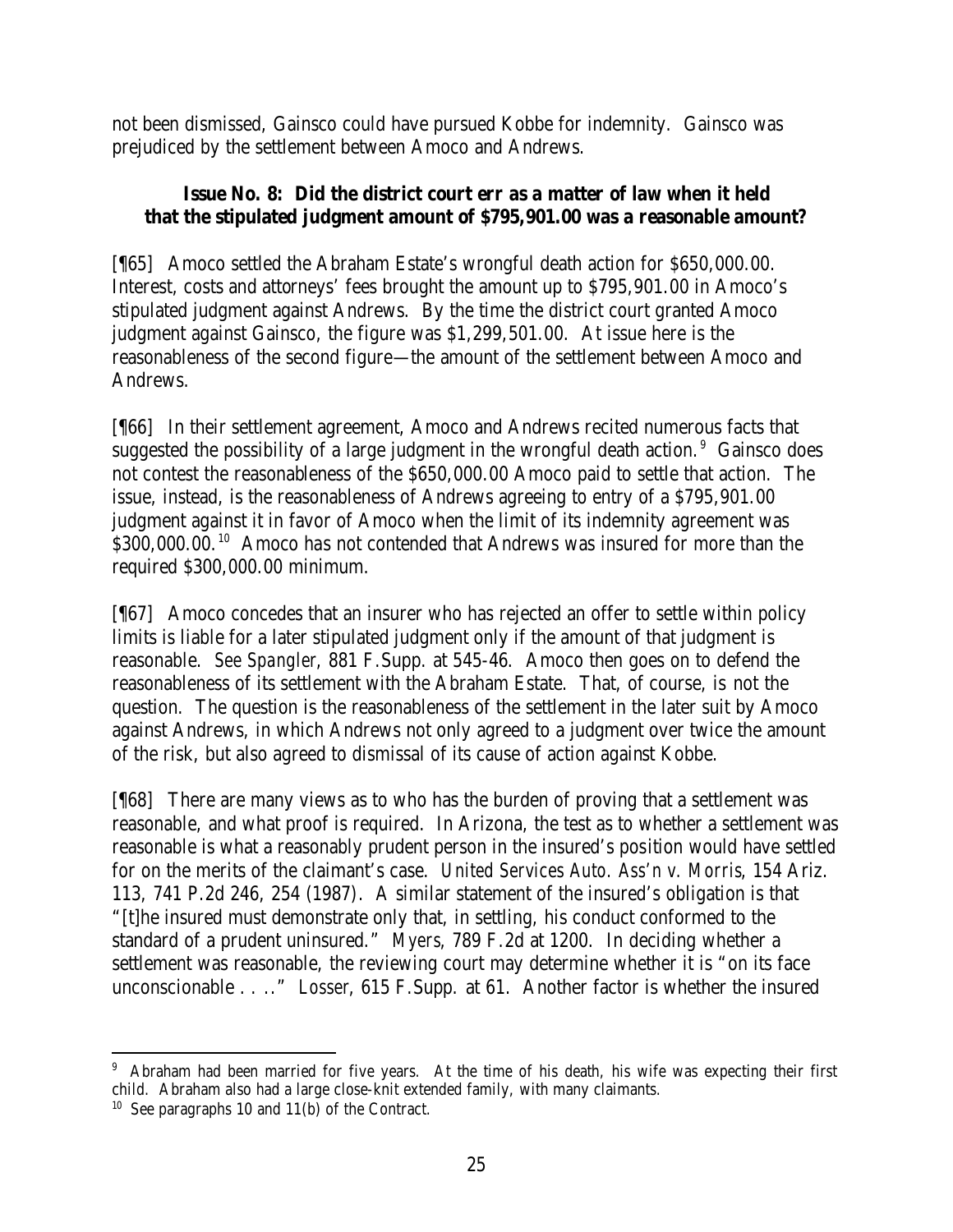not been dismissed, Gainsco could have pursued Kobbe for indemnity. Gainsco was prejudiced by the settlement between Amoco and Andrews.

**Issue No. 8: Did the district court err as a matter of law when it held that the stipulated judgment amount of $795,901.00 was a reasonable amount?**

[¶65] Amoco settled the Abraham Estate's wrongful death action for $650,000.00. Interest, costs and attorneys' fees brought the amount up to $795,901.00 in Amoco's stipulated judgment against Andrews. By the time the district court granted Amoco judgment against Gainsco, the figure was $1,299,501.00. At issue here is the reasonableness of the second figure—the amount of the settlement between Amoco and Andrews.

[¶66] In their settlement agreement, Amoco and Andrews recited numerous facts that suggested the possibility of a large judgment in the wrongful death action.[9] Gainsco does not contest the reasonableness of the $650,000.00 Amoco paid to settle that action. The issue, instead, is the reasonableness of Andrews agreeing to entry of a $795,901.00 judgment against it in favor of Amoco when the limit of its indemnity agreement was $300,000.00.[10] Amoco has not contended that Andrews was insured for more than the required $300,000.00 minimum.

[¶67] Amoco concedes that an insurer who has rejected an offer to settle within policy limits is liable for a later stipulated judgment only if the amount of that judgment is reasonable. *See Spangler*, 881 F.Supp. at 545-46. Amoco then goes on to defend the reasonableness of its settlement with the Abraham Estate. That, of course, is not the question. The question is the reasonableness of the settlement in the later suit by Amoco against Andrews, in which Andrews not only agreed to a judgment over twice the amount of the risk, but also agreed to dismissal of its cause of action against Kobbe.

[¶68] There are many views as to who has the burden of proving that a settlement was reasonable, and what proof is required. In Arizona, the test as to whether a settlement was reasonable is what a reasonably prudent person in the insured's position would have settled for on the merits of the claimant's case. *United Services Auto. Ass'n v. Morris*, 154 Ariz. 113, 741 P.2d 246, 254 (1987). A similar statement of the insured's obligation is that "[t]he insured must demonstrate only that, in settling, his conduct conformed to the standard of a prudent uninsured." *Myers*, 789 F.2d at 1200. In deciding whether a settlement was reasonable, the reviewing court may determine whether it is "on its face unconscionable . . .." *Losser*, 615 F.Supp. at 61. Another factor is whether the insured

---

[9] Abraham had been married for five years. At the time of his death, his wife was expecting their first child. Abraham also had a large close-knit extended family, with many claimants.

[10] See paragraphs 10 and 11(b) of the Contract.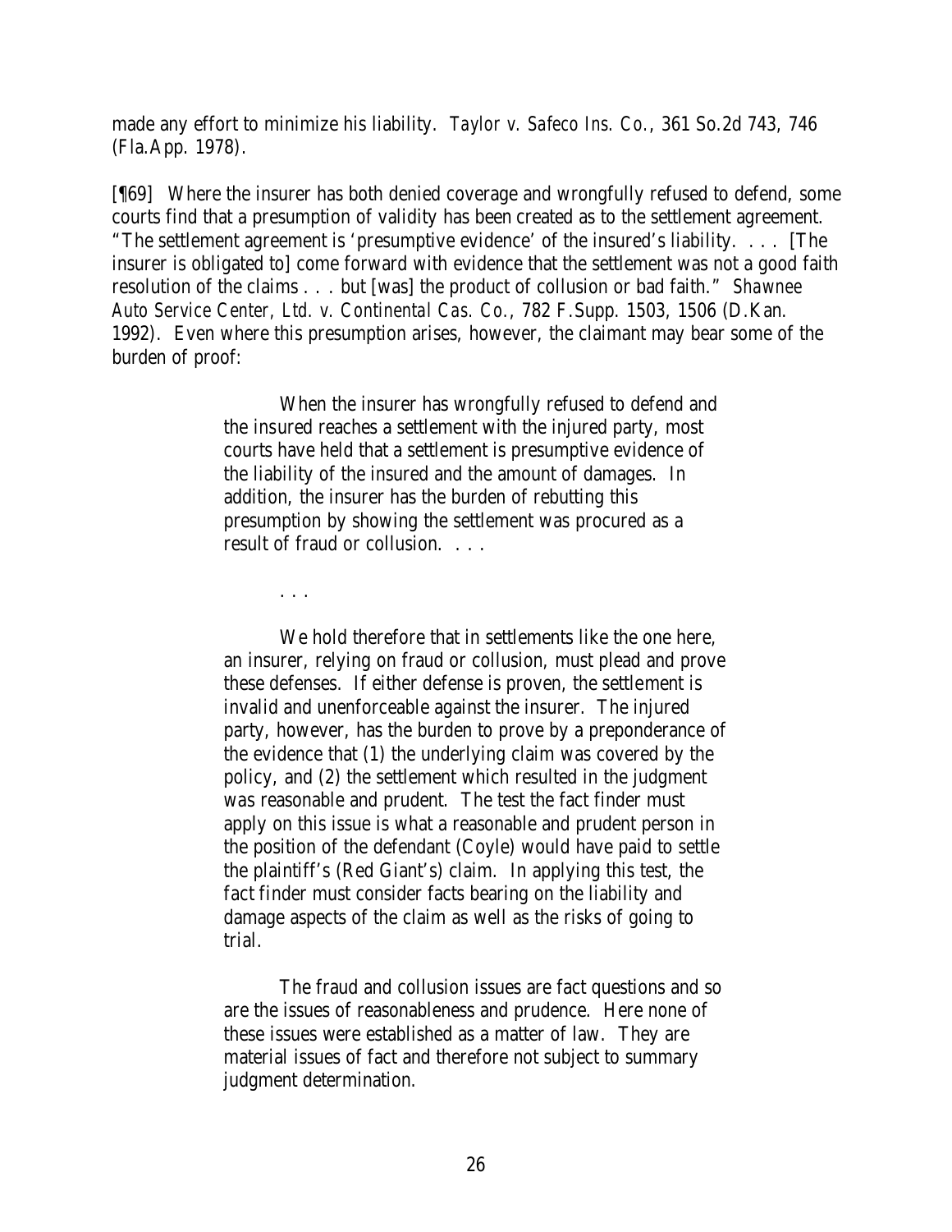made any effort to minimize his liability. *Taylor v. Safeco Ins. Co.*, 361 So.2d 743, 746 (Fla.App. 1978).

[¶69] Where the insurer has both denied coverage and wrongfully refused to defend, some courts find that a presumption of validity has been created as to the settlement agreement. "The settlement agreement is 'presumptive evidence' of the insured's liability. . . . [The insurer is obligated to] come forward with evidence that the settlement was not a good faith resolution of the claims . . . but [was] the product of collusion or bad faith." *Shawnee Auto Service Center, Ltd. v. Continental Cas. Co.*, 782 F.Supp. 1503, 1506 (D.Kan. 1992). Even where this presumption arises, however, the claimant may bear some of the burden of proof:

> When the insurer has wrongfully refused to defend and the insured reaches a settlement with the injured party, most courts have held that a settlement is presumptive evidence of the liability of the insured and the amount of damages. In addition, the insurer has the burden of rebutting this presumption by showing the settlement was procured as a result of fraud or collusion. . . .
>
> . . .
>
> We hold therefore that in settlements like the one here, an insurer, relying on fraud or collusion, must plead and prove these defenses. If either defense is proven, the settlement is invalid and unenforceable against the insurer. The injured party, however, has the burden to prove by a preponderance of the evidence that (1) the underlying claim was covered by the policy, and (2) the settlement which resulted in the judgment was reasonable and prudent. The test the fact finder must apply on this issue is what a reasonable and prudent person in the position of the defendant (Coyle) would have paid to settle the plaintiff's (Red Giant's) claim. In applying this test, the fact finder must consider facts bearing on the liability and damage aspects of the claim as well as the risks of going to trial.
>
> The fraud and collusion issues are fact questions and so are the issues of reasonableness and prudence. Here none of these issues were established as a matter of law. They are material issues of fact and therefore not subject to summary judgment determination.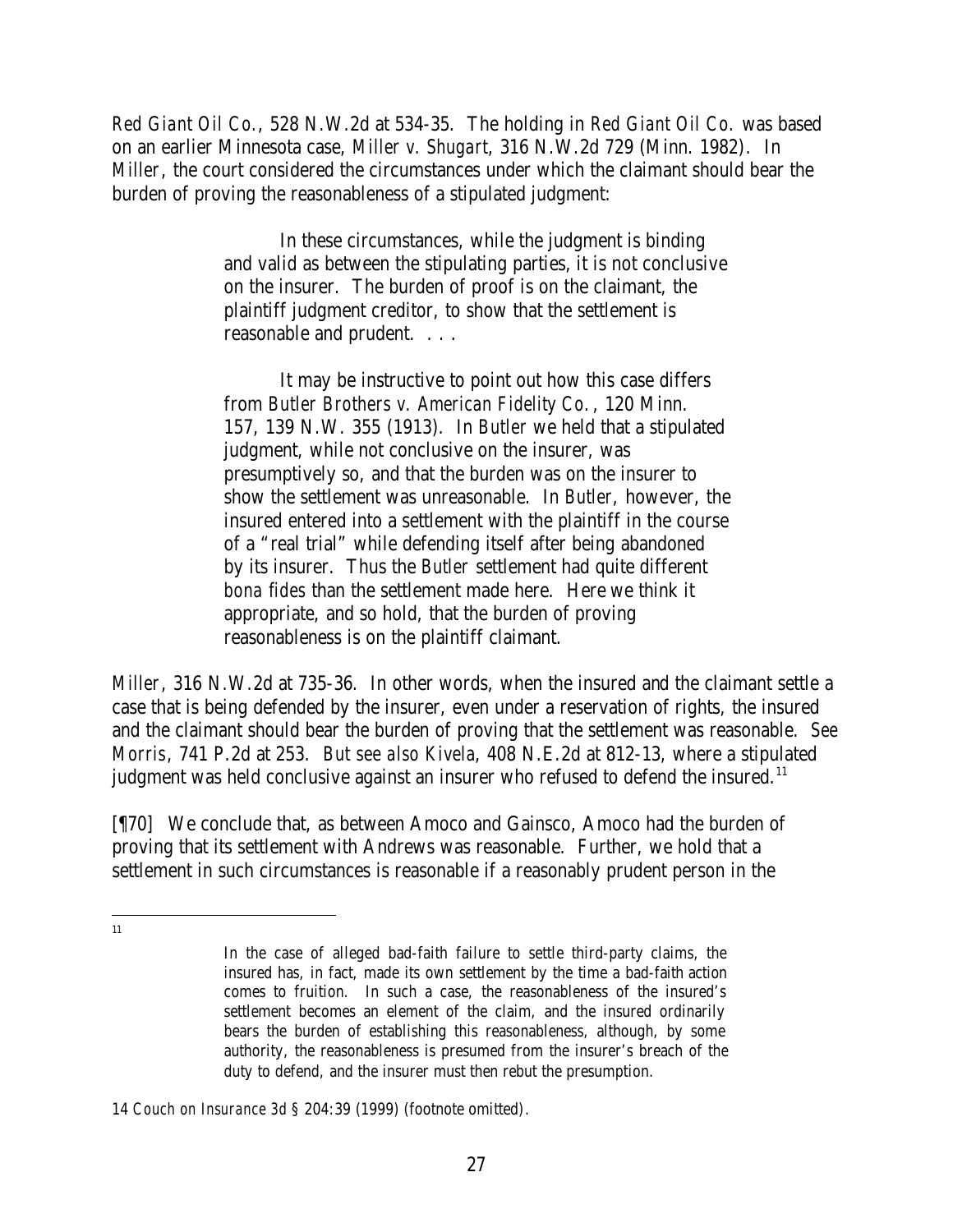*Red Giant Oil Co.*, 528 N.W.2d at 534-35. The holding in *Red Giant Oil Co.* was based on an earlier Minnesota case, *Miller v. Shugart*, 316 N.W.2d 729 (Minn. 1982). In *Miller*, the court considered the circumstances under which the claimant should bear the burden of proving the reasonableness of a stipulated judgment:

> In these circumstances, while the judgment is binding and valid as between the stipulating parties, it is not conclusive on the insurer. The burden of proof is on the claimant, the plaintiff judgment creditor, to show that the settlement is reasonable and prudent. . . .
>
> It may be instructive to point out how this case differs from *Butler Brothers v. American Fidelity Co.*, 120 Minn. 157, 139 N.W. 355 (1913). In *Butler* we held that a stipulated judgment, while not conclusive on the insurer, was presumptively so, and that the burden was on the insurer to show the settlement was unreasonable. In *Butler*, however, the insured entered into a settlement with the plaintiff in the course of a "real trial" while defending itself after being abandoned by its insurer. Thus the *Butler* settlement had quite different *bona fides* than the settlement made here. Here we think it appropriate, and so hold, that the burden of proving reasonableness is on the plaintiff claimant.

*Miller*, 316 N.W.2d at 735-36. In other words, when the insured and the claimant settle a case that is being defended by the insurer, even under a reservation of rights, the insured and the claimant should bear the burden of proving that the settlement was reasonable. *See Morris*, 741 P.2d at 253. *But see also Kivela*, 408 N.E.2d at 812-13, where a stipulated judgment was held conclusive against an insurer who refused to defend the insured.[11]

[¶70] We conclude that, as between Amoco and Gainsco, Amoco had the burden of proving that its settlement with Andrews was reasonable. Further, we hold that a settlement in such circumstances is reasonable if a reasonably prudent person in the

---

[11]

> In the case of alleged bad-faith failure to settle third-party claims, the insured has, in fact, made its own settlement by the time a bad-faith action comes to fruition. In such a case, the reasonableness of the insured's settlement becomes an element of the claim, and the insured ordinarily bears the burden of establishing this reasonableness, although, by some authority, the reasonableness is presumed from the insurer's breach of the duty to defend, and the insurer must then rebut the presumption.

14 *Couch on Insurance 3d* § 204:39 (1999) (footnote omitted).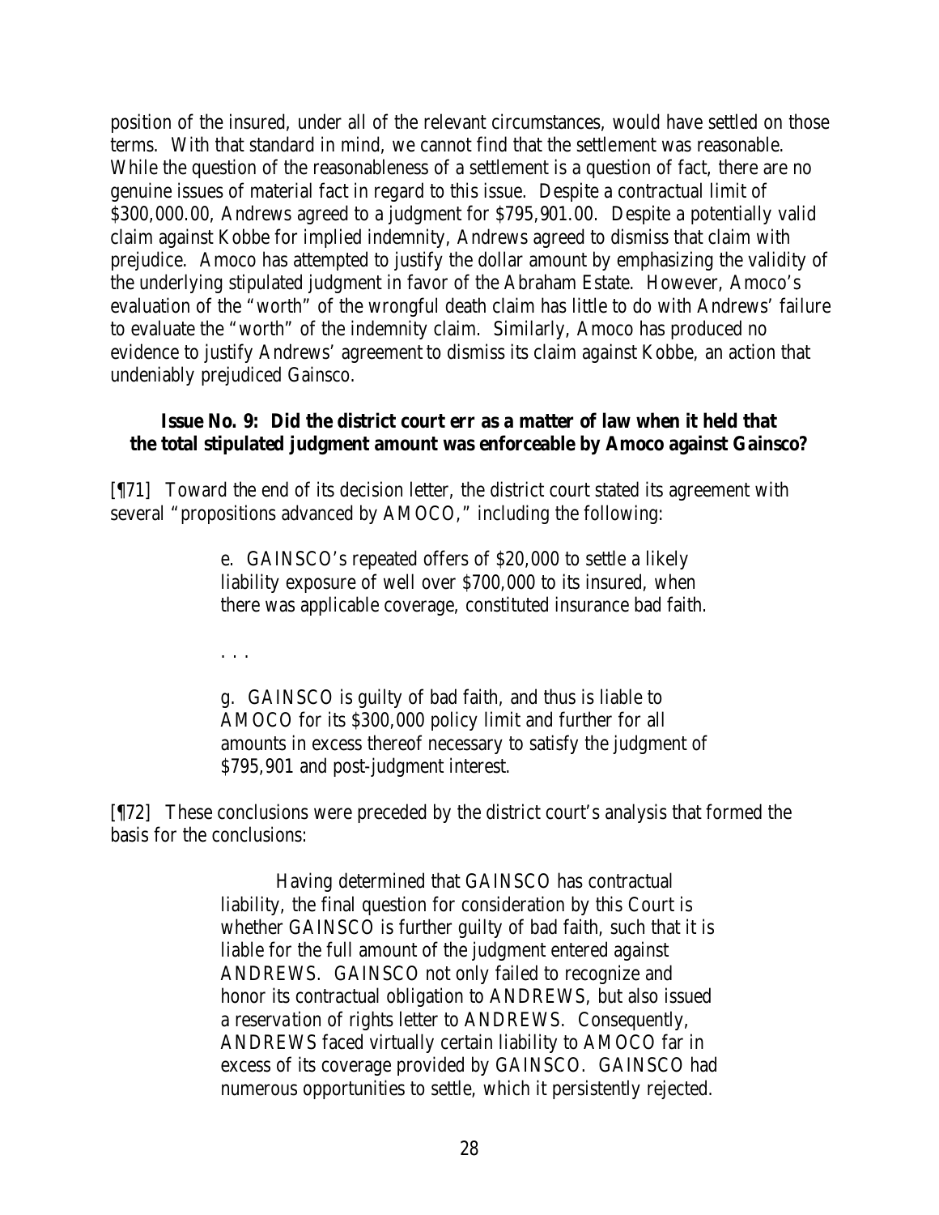position of the insured, under all of the relevant circumstances, would have settled on those terms. With that standard in mind, we cannot find that the settlement was reasonable. While the question of the reasonableness of a settlement is a question of fact, there are no genuine issues of material fact in regard to this issue. Despite a contractual limit of $300,000.00, Andrews agreed to a judgment for $795,901.00. Despite a potentially valid claim against Kobbe for implied indemnity, Andrews agreed to dismiss that claim with prejudice. Amoco has attempted to justify the dollar amount by emphasizing the validity of the underlying stipulated judgment in favor of the Abraham Estate. However, Amoco's evaluation of the "worth" of the wrongful death claim has little to do with Andrews' failure to evaluate the "worth" of the indemnity claim. Similarly, Amoco has produced no evidence to justify Andrews' agreement to dismiss its claim against Kobbe, an action that undeniably prejudiced Gainsco.

**Issue No. 9: Did the district court err as a matter of law when it held that the total stipulated judgment amount was enforceable by Amoco against Gainsco?**

[¶71] Toward the end of its decision letter, the district court stated its agreement with several "propositions advanced by AMOCO," including the following:

> e. GAINSCO's repeated offers of $20,000 to settle a likely liability exposure of well over $700,000 to its insured, when there was applicable coverage, constituted insurance bad faith.
>
> . . .
>
> g. GAINSCO is guilty of bad faith, and thus is liable to AMOCO for its $300,000 policy limit and further for all amounts in excess thereof necessary to satisfy the judgment of $795,901 and post-judgment interest.

[¶72] These conclusions were preceded by the district court's analysis that formed the basis for the conclusions:

> Having determined that GAINSCO has contractual liability, the final question for consideration by this Court is whether GAINSCO is further guilty of bad faith, such that it is liable for the full amount of the judgment entered against ANDREWS. GAINSCO not only failed to recognize and honor its contractual obligation to ANDREWS, but also issued a reservation of rights letter to ANDREWS. Consequently, ANDREWS faced virtually certain liability to AMOCO far in excess of its coverage provided by GAINSCO. GAINSCO had numerous opportunities to settle, which it persistently rejected.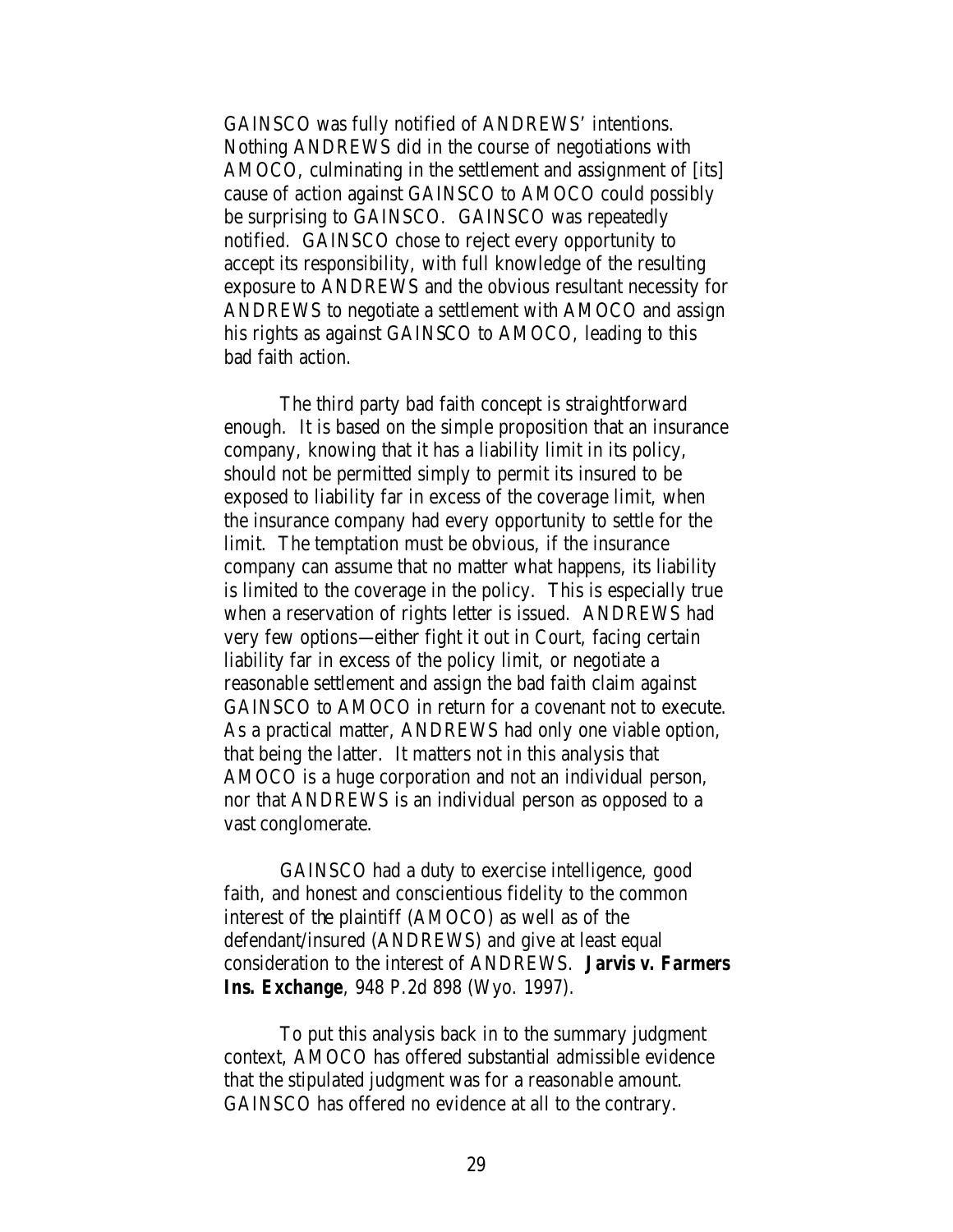GAINSCO was fully notified of ANDREWS' intentions. Nothing ANDREWS did in the course of negotiations with AMOCO, culminating in the settlement and assignment of [its] cause of action against GAINSCO to AMOCO could possibly be surprising to GAINSCO. GAINSCO was repeatedly notified. GAINSCO chose to reject every opportunity to accept its responsibility, with full knowledge of the resulting exposure to ANDREWS and the obvious resultant necessity for ANDREWS to negotiate a settlement with AMOCO and assign his rights as against GAINSCO to AMOCO, leading to this bad faith action.

The third party bad faith concept is straightforward enough. It is based on the simple proposition that an insurance company, knowing that it has a liability limit in its policy, should not be permitted simply to permit its insured to be exposed to liability far in excess of the coverage limit, when the insurance company had every opportunity to settle for the limit. The temptation must be obvious, if the insurance company can assume that no matter what happens, its liability is limited to the coverage in the policy. This is especially true when a reservation of rights letter is issued. ANDREWS had very few options—either fight it out in Court, facing certain liability far in excess of the policy limit, or negotiate a reasonable settlement and assign the bad faith claim against GAINSCO to AMOCO in return for a covenant not to execute. As a practical matter, ANDREWS had only one viable option, that being the latter. It matters not in this analysis that AMOCO is a huge corporation and not an individual person, nor that ANDREWS is an individual person as opposed to a vast conglomerate.

GAINSCO had a duty to exercise intelligence, good faith, and honest and conscientious fidelity to the common interest of the plaintiff (AMOCO) as well as of the defendant/insured (ANDREWS) and give at least equal consideration to the interest of ANDREWS. **Jarvis v. Farmers Ins. Exchange**, 948 P.2d 898 (Wyo. 1997).

To put this analysis back in to the summary judgment context, AMOCO has offered substantial admissible evidence that the stipulated judgment was for a reasonable amount. GAINSCO has offered no evidence at all to the contrary.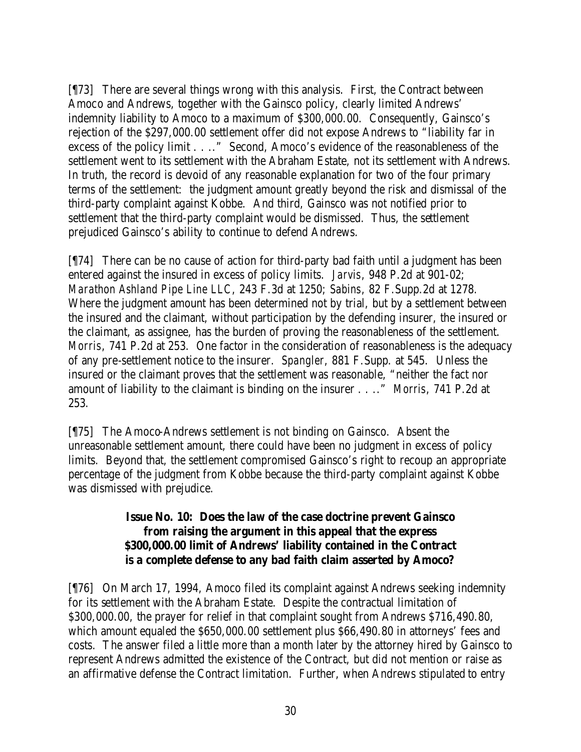[¶73] There are several things wrong with this analysis. First, the Contract between Amoco and Andrews, together with the Gainsco policy, clearly limited Andrews' indemnity liability to Amoco to a maximum of $300,000.00. Consequently, Gainsco's rejection of the $297,000.00 settlement offer did not expose Andrews to "liability far in excess of the policy limit . . .." Second, Amoco's evidence of the reasonableness of the settlement went to its settlement with the Abraham Estate, not its settlement with Andrews. In truth, the record is devoid of any reasonable explanation for two of the four primary terms of the settlement: the judgment amount greatly beyond the risk and dismissal of the third-party complaint against Kobbe. And third, Gainsco was not notified prior to settlement that the third-party complaint would be dismissed. Thus, the settlement prejudiced Gainsco's ability to continue to defend Andrews.

[¶74] There can be no cause of action for third-party bad faith until a judgment has been entered against the insured in excess of policy limits. *Jarvis*, 948 P.2d at 901-02; *Marathon Ashland Pipe Line LLC*, 243 F.3d at 1250; *Sabins*, 82 F.Supp.2d at 1278. Where the judgment amount has been determined not by trial, but by a settlement between the insured and the claimant, without participation by the defending insurer, the insured or the claimant, as assignee, has the burden of proving the reasonableness of the settlement. *Morris*, 741 P.2d at 253. One factor in the consideration of reasonableness is the adequacy of any pre-settlement notice to the insurer. *Spangler*, 881 F.Supp. at 545. Unless the insured or the claimant proves that the settlement was reasonable, "neither the fact nor amount of liability to the claimant is binding on the insurer . . .." *Morris*, 741 P.2d at 253.

[¶75] The Amoco-Andrews settlement is not binding on Gainsco. Absent the unreasonable settlement amount, there could have been no judgment in excess of policy limits. Beyond that, the settlement compromised Gainsco's right to recoup an appropriate percentage of the judgment from Kobbe because the third-party complaint against Kobbe was dismissed with prejudice.

**Issue No. 10: Does the law of the case doctrine prevent Gainsco from raising the argument in this appeal that the express $300,000.00 limit of Andrews' liability contained in the Contract is a complete defense to any bad faith claim asserted by Amoco?**

[¶76] On March 17, 1994, Amoco filed its complaint against Andrews seeking indemnity for its settlement with the Abraham Estate. Despite the contractual limitation of $300,000.00, the prayer for relief in that complaint sought from Andrews $716,490.80, which amount equaled the $650,000.00 settlement plus $66,490.80 in attorneys' fees and costs. The answer filed a little more than a month later by the attorney hired by Gainsco to represent Andrews admitted the existence of the Contract, but did not mention or raise as an affirmative defense the Contract limitation. Further, when Andrews stipulated to entry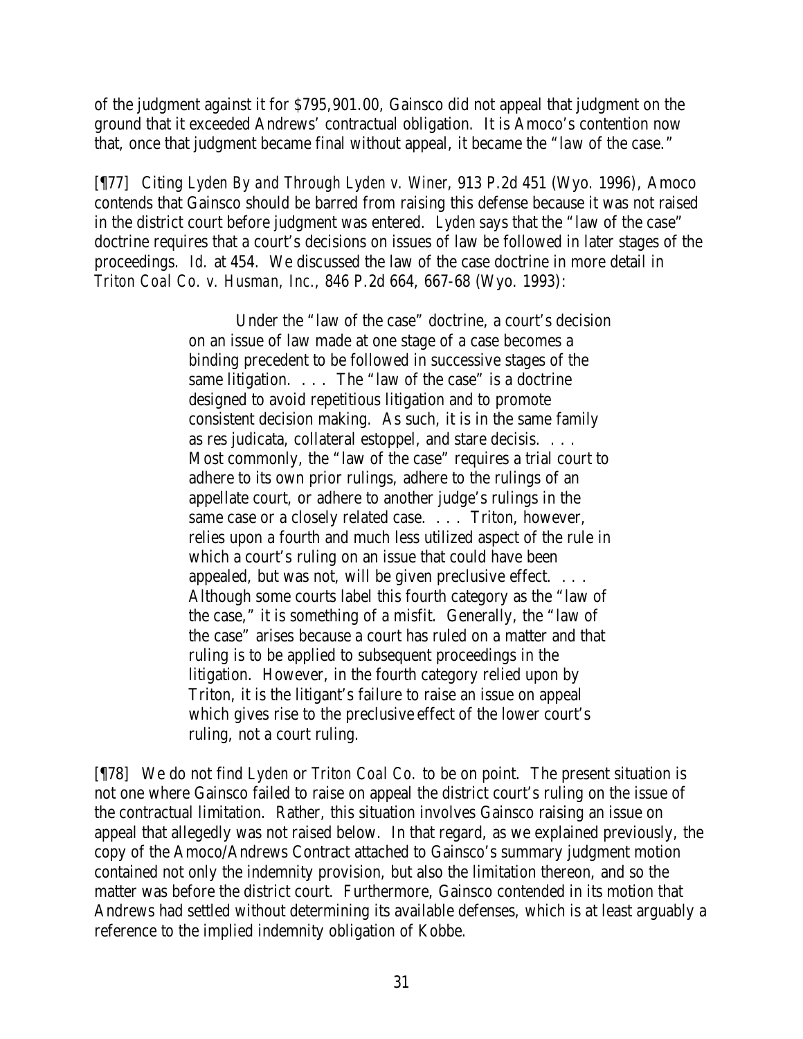of the judgment against it for $795,901.00, Gainsco did not appeal that judgment on the ground that it exceeded Andrews' contractual obligation. It is Amoco's contention now that, once that judgment became final without appeal, it became the "law of the case."

[¶77] Citing *Lyden By and Through Lyden v. Winer*, 913 P.2d 451 (Wyo. 1996), Amoco contends that Gainsco should be barred from raising this defense because it was not raised in the district court before judgment was entered. *Lyden* says that the "law of the case" doctrine requires that a court's decisions on issues of law be followed in later stages of the proceedings. *Id.* at 454. We discussed the law of the case doctrine in more detail in *Triton Coal Co. v. Husman, Inc.*, 846 P.2d 664, 667-68 (Wyo. 1993):

> Under the "law of the case" doctrine, a court's decision on an issue of law made at one stage of a case becomes a binding precedent to be followed in successive stages of the same litigation. . . . The "law of the case" is a doctrine designed to avoid repetitious litigation and to promote consistent decision making. As such, it is in the same family as res judicata, collateral estoppel, and stare decisis. . . . Most commonly, the "law of the case" requires a trial court to adhere to its own prior rulings, adhere to the rulings of an appellate court, or adhere to another judge's rulings in the same case or a closely related case. . . . Triton, however, relies upon a fourth and much less utilized aspect of the rule in which a court's ruling on an issue that could have been appealed, but was not, will be given preclusive effect. . . . Although some courts label this fourth category as the "law of the case," it is something of a misfit. Generally, the "law of the case" arises because a court has ruled on a matter and that ruling is to be applied to subsequent proceedings in the litigation. However, in the fourth category relied upon by Triton, it is the litigant's failure to raise an issue on appeal which gives rise to the preclusive effect of the lower court's ruling, not a court ruling.

[¶78] We do not find *Lyden* or *Triton Coal Co.* to be on point. The present situation is not one where Gainsco failed to raise on appeal the district court's ruling on the issue of the contractual limitation. Rather, this situation involves Gainsco raising an issue on appeal that allegedly was not raised below. In that regard, as we explained previously, the copy of the Amoco/Andrews Contract attached to Gainsco's summary judgment motion contained not only the indemnity provision, but also the limitation thereon, and so the matter was before the district court. Furthermore, Gainsco contended in its motion that Andrews had settled without determining its available defenses, which is at least arguably a reference to the implied indemnity obligation of Kobbe.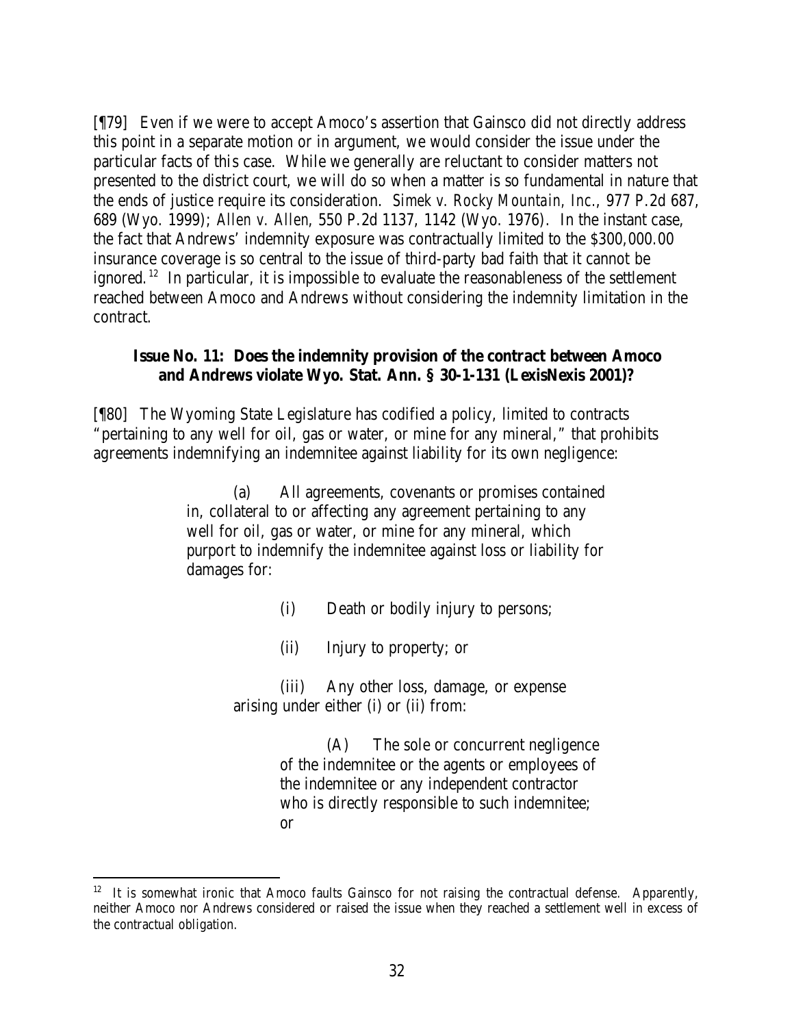[¶79] Even if we were to accept Amoco's assertion that Gainsco did not directly address this point in a separate motion or in argument, we would consider the issue under the particular facts of this case. While we generally are reluctant to consider matters not presented to the district court, we will do so when a matter is so fundamental in nature that the ends of justice require its consideration. *Simek v. Rocky Mountain, Inc.*, 977 P.2d 687, 689 (Wyo. 1999); *Allen v. Allen*, 550 P.2d 1137, 1142 (Wyo. 1976). In the instant case, the fact that Andrews' indemnity exposure was contractually limited to the $300,000.00 insurance coverage is so central to the issue of third-party bad faith that it cannot be ignored.[12] In particular, it is impossible to evaluate the reasonableness of the settlement reached between Amoco and Andrews without considering the indemnity limitation in the contract.

**Issue No. 11: Does the indemnity provision of the contract between Amoco and Andrews violate Wyo. Stat. Ann. § 30-1-131 (LexisNexis 2001)?**

[¶80] The Wyoming State Legislature has codified a policy, limited to contracts "pertaining to any well for oil, gas or water, or mine for any mineral," that prohibits agreements indemnifying an indemnitee against liability for its own negligence:

> (a) All agreements, covenants or promises contained in, collateral to or affecting any agreement pertaining to any well for oil, gas or water, or mine for any mineral, which purport to indemnify the indemnitee against loss or liability for damages for:
>
> (i) Death or bodily injury to persons;
>
> (ii) Injury to property; or
>
> (iii) Any other loss, damage, or expense arising under either (i) or (ii) from:
>
> (A) The sole or concurrent negligence of the indemnitee or the agents or employees of the indemnitee or any independent contractor who is directly responsible to such indemnitee; or

[12] It is somewhat ironic that Amoco faults Gainsco for not raising the contractual defense. Apparently, neither Amoco nor Andrews considered or raised the issue when they reached a settlement well in excess of the contractual obligation.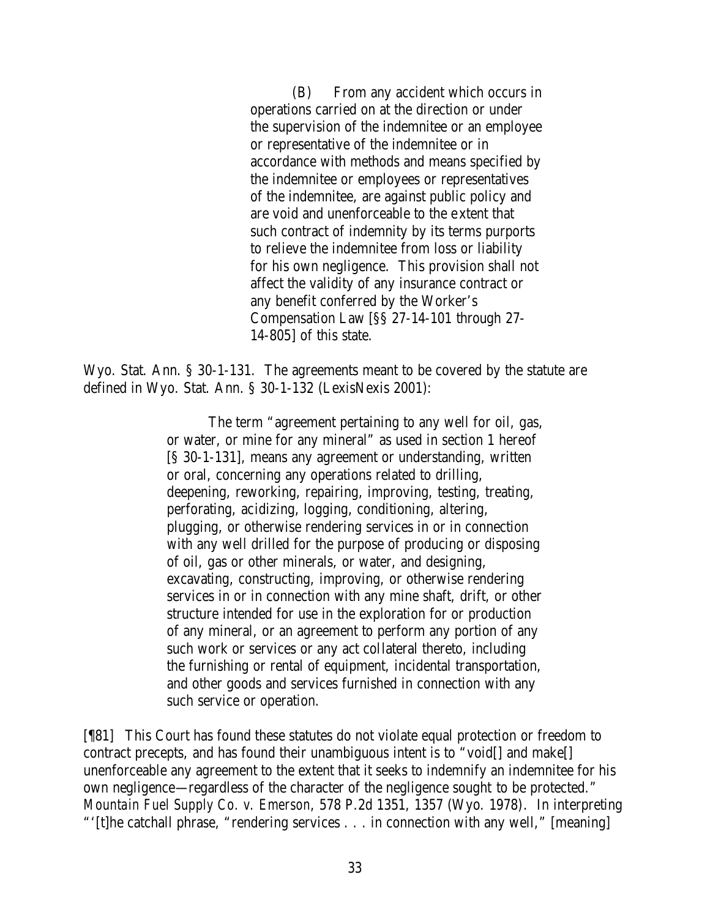> (B) From any accident which occurs in operations carried on at the direction or under the supervision of the indemnitee or an employee or representative of the indemnitee or in accordance with methods and means specified by the indemnitee or employees or representatives of the indemnitee, are against public policy and are void and unenforceable to the extent that such contract of indemnity by its terms purports to relieve the indemnitee from loss or liability for his own negligence. This provision shall not affect the validity of any insurance contract or any benefit conferred by the Worker's Compensation Law [§§ 27-14-101 through 27-14-805] of this state.

Wyo. Stat. Ann. § 30-1-131. The agreements meant to be covered by the statute are defined in Wyo. Stat. Ann. § 30-1-132 (LexisNexis 2001):

> The term "agreement pertaining to any well for oil, gas, or water, or mine for any mineral" as used in section 1 hereof [§ 30-1-131], means any agreement or understanding, written or oral, concerning any operations related to drilling, deepening, reworking, repairing, improving, testing, treating, perforating, acidizing, logging, conditioning, altering, plugging, or otherwise rendering services in or in connection with any well drilled for the purpose of producing or disposing of oil, gas or other minerals, or water, and designing, excavating, constructing, improving, or otherwise rendering services in or in connection with any mine shaft, drift, or other structure intended for use in the exploration for or production of any mineral, or an agreement to perform any portion of any such work or services or any act collateral thereto, including the furnishing or rental of equipment, incidental transportation, and other goods and services furnished in connection with any such service or operation.

[¶81] This Court has found these statutes do not violate equal protection or freedom to contract precepts, and has found their unambiguous intent is to "void[] and make[] unenforceable any agreement to the extent that it seeks to indemnify an indemnitee for his own negligence—regardless of the character of the negligence sought to be protected." *Mountain Fuel Supply Co. v. Emerson*, 578 P.2d 1351, 1357 (Wyo. 1978). In interpreting "'[t]he catchall phrase, "rendering services . . . in connection with any well," [meaning]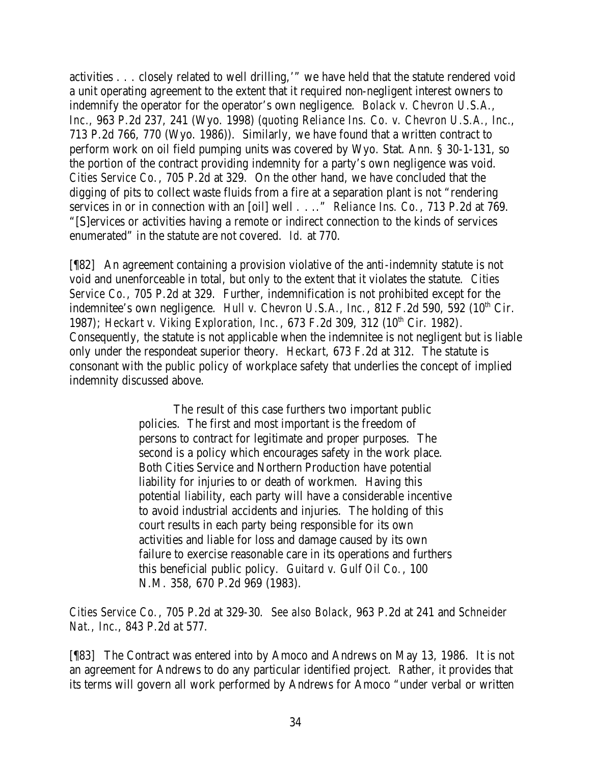activities . . . closely related to well drilling,'" we have held that the statute rendered void a unit operating agreement to the extent that it required non-negligent interest owners to indemnify the operator for the operator's own negligence. *Bolack v. Chevron U.S.A., Inc.*, 963 P.2d 237, 241 (Wyo. 1998) (*quoting Reliance Ins. Co. v. Chevron U.S.A., Inc.*, 713 P.2d 766, 770 (Wyo. 1986)). Similarly, we have found that a written contract to perform work on oil field pumping units was covered by Wyo. Stat. Ann. § 30-1-131, so the portion of the contract providing indemnity for a party's own negligence was void. *Cities Service Co.*, 705 P.2d at 329. On the other hand, we have concluded that the digging of pits to collect waste fluids from a fire at a separation plant is not "rendering services in or in connection with an [oil] well . . .." *Reliance Ins. Co.*, 713 P.2d at 769. "[S]ervices or activities having a remote or indirect connection to the kinds of services enumerated" in the statute are not covered. *Id.* at 770.

[¶82] An agreement containing a provision violative of the anti-indemnity statute is not void and unenforceable in total, but only to the extent that it violates the statute. *Cities Service Co.*, 705 P.2d at 329. Further, indemnification is not prohibited except for the indemnitee's own negligence. *Hull v. Chevron U.S.A., Inc.*, 812 F.2d 590, 592 (10th Cir. 1987); *Heckart v. Viking Exploration, Inc.*, 673 F.2d 309, 312 (10th Cir. 1982). Consequently, the statute is not applicable when the indemnitee is not negligent but is liable only under the respondeat superior theory. *Heckart*, 673 F.2d at 312. The statute is consonant with the public policy of workplace safety that underlies the concept of implied indemnity discussed above.

> The result of this case furthers two important public policies. The first and most important is the freedom of persons to contract for legitimate and proper purposes. The second is a policy which encourages safety in the work place. Both Cities Service and Northern Production have potential liability for injuries to or death of workmen. Having this potential liability, each party will have a considerable incentive to avoid industrial accidents and injuries. The holding of this court results in each party being responsible for its own activities and liable for loss and damage caused by its own failure to exercise reasonable care in its operations and furthers this beneficial public policy. *Guitard v. Gulf Oil Co.*, 100 N.M. 358, 670 P.2d 969 (1983).

*Cities Service Co.*, 705 P.2d at 329-30. *See also Bolack*, 963 P.2d at 241 and *Schneider Nat., Inc.*, 843 P.2d at 577.

[¶83] The Contract was entered into by Amoco and Andrews on May 13, 1986. It is not an agreement for Andrews to do any particular identified project. Rather, it provides that its terms will govern all work performed by Andrews for Amoco "under verbal or written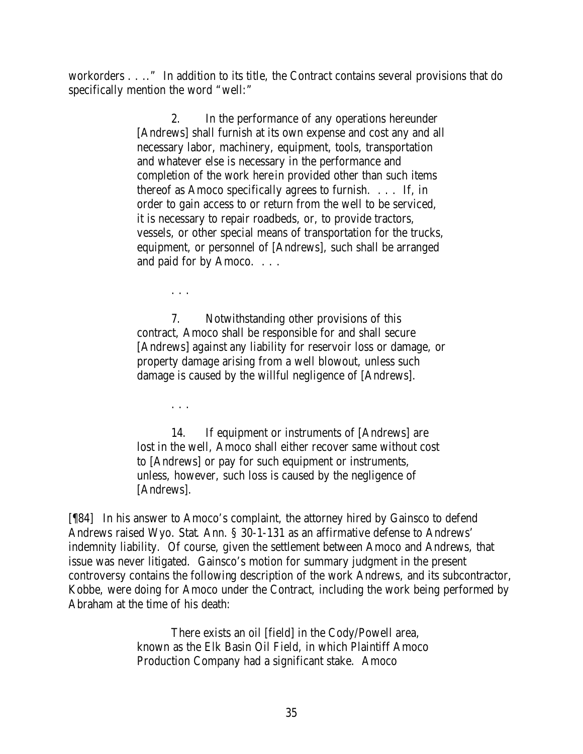workorders . . .." In addition to its title, the Contract contains several provisions that do specifically mention the word "well:"

> 2. In the performance of any operations hereunder [Andrews] shall furnish at its own expense and cost any and all necessary labor, machinery, equipment, tools, transportation and whatever else is necessary in the performance and completion of the work herein provided other than such items thereof as Amoco specifically agrees to furnish. . . . If, in order to gain access to or return from the well to be serviced, it is necessary to repair roadbeds, or, to provide tractors, vessels, or other special means of transportation for the trucks, equipment, or personnel of [Andrews], such shall be arranged and paid for by Amoco. . . .
>
> . . .
>
> 7. Notwithstanding other provisions of this contract, Amoco shall be responsible for and shall secure [Andrews] against any liability for reservoir loss or damage, or property damage arising from a well blowout, unless such damage is caused by the willful negligence of [Andrews].
>
> . . .
>
> 14. If equipment or instruments of [Andrews] are lost in the well, Amoco shall either recover same without cost to [Andrews] or pay for such equipment or instruments, unless, however, such loss is caused by the negligence of [Andrews].

[¶84] In his answer to Amoco's complaint, the attorney hired by Gainsco to defend Andrews raised Wyo. Stat. Ann. § 30-1-131 as an affirmative defense to Andrews' indemnity liability. Of course, given the settlement between Amoco and Andrews, that issue was never litigated. Gainsco's motion for summary judgment in the present controversy contains the following description of the work Andrews, and its subcontractor, Kobbe, were doing for Amoco under the Contract, including the work being performed by Abraham at the time of his death:

> There exists an oil [field] in the Cody/Powell area, known as the Elk Basin Oil Field, in which Plaintiff Amoco Production Company had a significant stake. Amoco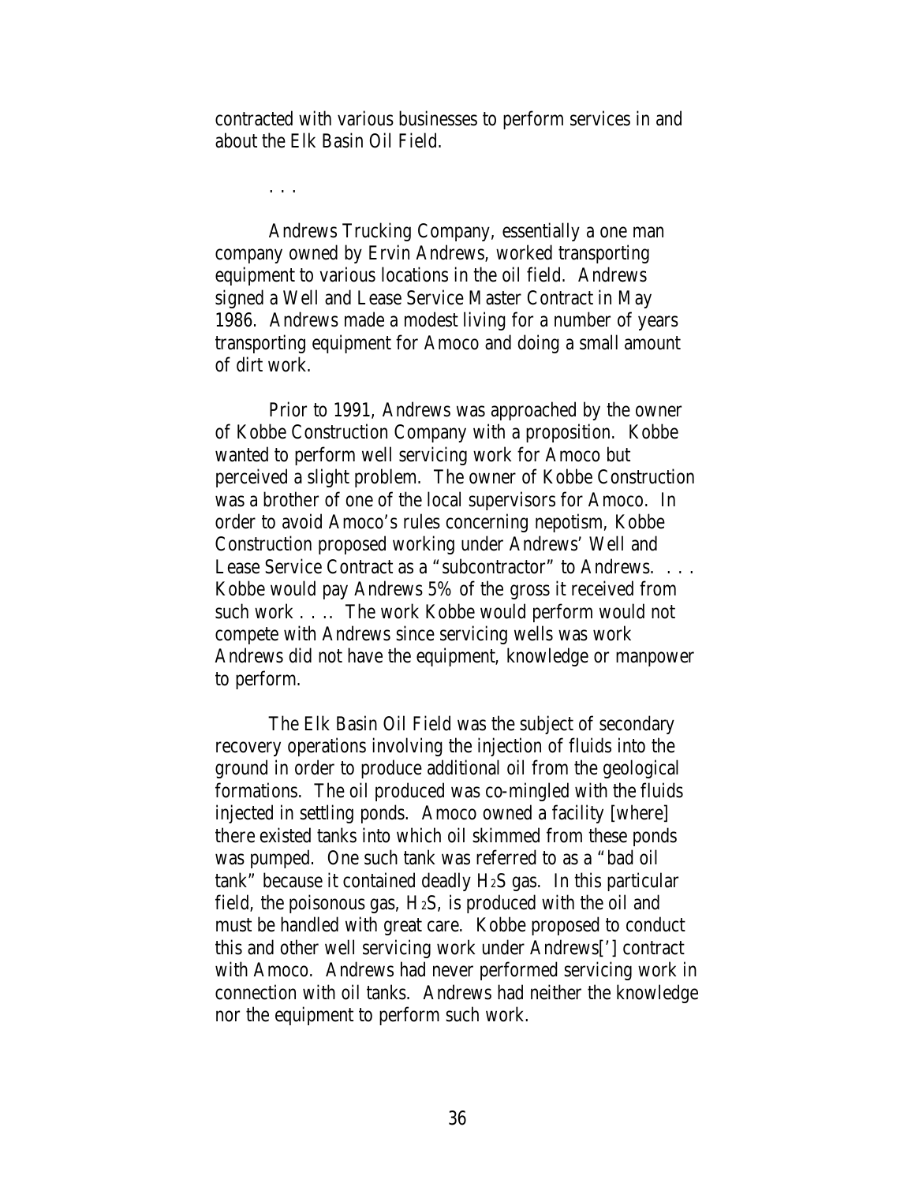contracted with various businesses to perform services in and about the Elk Basin Oil Field.

. . .

Andrews Trucking Company, essentially a one man company owned by Ervin Andrews, worked transporting equipment to various locations in the oil field. Andrews signed a Well and Lease Service Master Contract in May 1986. Andrews made a modest living for a number of years transporting equipment for Amoco and doing a small amount of dirt work.

Prior to 1991, Andrews was approached by the owner of Kobbe Construction Company with a proposition. Kobbe wanted to perform well servicing work for Amoco but perceived a slight problem. The owner of Kobbe Construction was a brother of one of the local supervisors for Amoco. In order to avoid Amoco's rules concerning nepotism, Kobbe Construction proposed working under Andrews' Well and Lease Service Contract as a "subcontractor" to Andrews. . . . Kobbe would pay Andrews 5% of the gross it received from such work . . .. The work Kobbe would perform would not compete with Andrews since servicing wells was work Andrews did not have the equipment, knowledge or manpower to perform.

The Elk Basin Oil Field was the subject of secondary recovery operations involving the injection of fluids into the ground in order to produce additional oil from the geological formations. The oil produced was co-mingled with the fluids injected in settling ponds. Amoco owned a facility [where] there existed tanks into which oil skimmed from these ponds was pumped. One such tank was referred to as a "bad oil tank" because it contained deadly $H_2S$ gas. In this particular field, the poisonous gas, $H_2S$, is produced with the oil and must be handled with great care. Kobbe proposed to conduct this and other well servicing work under Andrews['] contract with Amoco. Andrews had never performed servicing work in connection with oil tanks. Andrews had neither the knowledge nor the equipment to perform such work.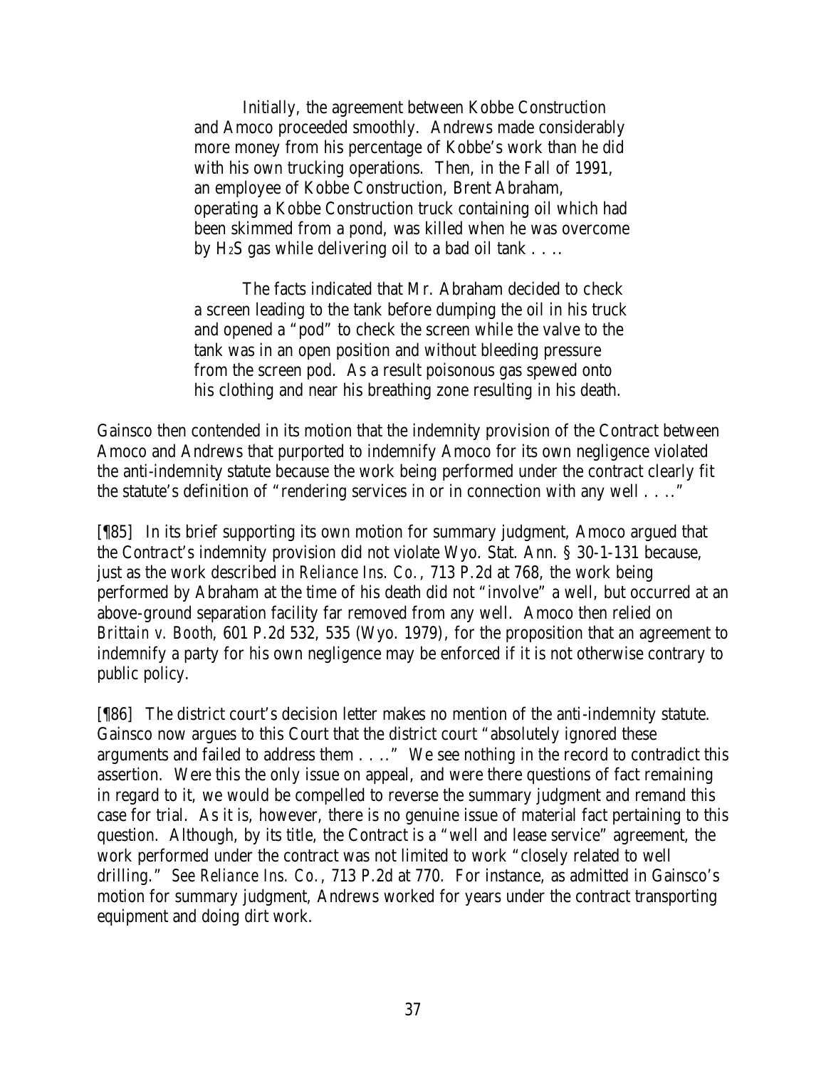> Initially, the agreement between Kobbe Construction and Amoco proceeded smoothly. Andrews made considerably more money from his percentage of Kobbe's work than he did with his own trucking operations. Then, in the Fall of 1991, an employee of Kobbe Construction, Brent Abraham, operating a Kobbe Construction truck containing oil which had been skimmed from a pond, was killed when he was overcome by $H_2S$ gas while delivering oil to a bad oil tank . . ..
>
> The facts indicated that Mr. Abraham decided to check a screen leading to the tank before dumping the oil in his truck and opened a "pod" to check the screen while the valve to the tank was in an open position and without bleeding pressure from the screen pod. As a result poisonous gas spewed onto his clothing and near his breathing zone resulting in his death.

Gainsco then contended in its motion that the indemnity provision of the Contract between Amoco and Andrews that purported to indemnify Amoco for its own negligence violated the anti-indemnity statute because the work being performed under the contract clearly fit the statute's definition of "rendering services in or in connection with any well . . .."

[¶85] In its brief supporting its own motion for summary judgment, Amoco argued that the Contract's indemnity provision did not violate Wyo. Stat. Ann. § 30-1-131 because, just as the work described in *Reliance Ins. Co.*, 713 P.2d at 768, the work being performed by Abraham at the time of his death did not "involve" a well, but occurred at an above-ground separation facility far removed from any well. Amoco then relied on *Brittain v. Booth*, 601 P.2d 532, 535 (Wyo. 1979), for the proposition that an agreement to indemnify a party for his own negligence may be enforced if it is not otherwise contrary to public policy.

[¶86] The district court's decision letter makes no mention of the anti-indemnity statute. Gainsco now argues to this Court that the district court "absolutely ignored these arguments and failed to address them . . .." We see nothing in the record to contradict this assertion. Were this the only issue on appeal, and were there questions of fact remaining in regard to it, we would be compelled to reverse the summary judgment and remand this case for trial. As it is, however, there is no genuine issue of material fact pertaining to this question. Although, by its title, the Contract is a "well and lease service" agreement, the work performed under the contract was not limited to work "closely related to well drilling." *See Reliance Ins. Co.*, 713 P.2d at 770. For instance, as admitted in Gainsco's motion for summary judgment, Andrews worked for years under the contract transporting equipment and doing dirt work.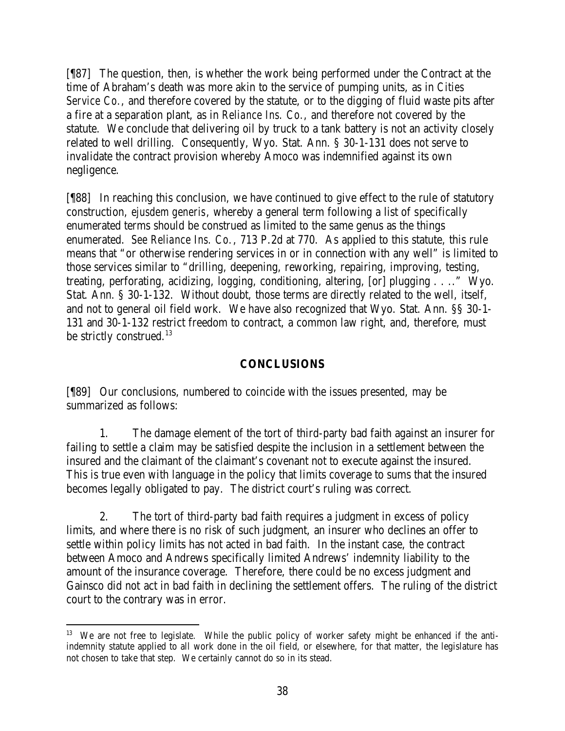[¶87] The question, then, is whether the work being performed under the Contract at the time of Abraham's death was more akin to the service of pumping units, as in *Cities Service Co.*, and therefore covered by the statute, or to the digging of fluid waste pits after a fire at a separation plant, as in *Reliance Ins. Co.*, and therefore not covered by the statute. We conclude that delivering oil by truck to a tank battery is not an activity closely related to well drilling. Consequently, Wyo. Stat. Ann. § 30-1-131 does not serve to invalidate the contract provision whereby Amoco was indemnified against its own negligence.

[¶88] In reaching this conclusion, we have continued to give effect to the rule of statutory construction, *ejusdem generis*, whereby a general term following a list of specifically enumerated terms should be construed as limited to the same genus as the things enumerated. *See Reliance Ins. Co.*, 713 P.2d at 770. As applied to this statute, this rule means that "or otherwise rendering services in or in connection with any well" is limited to those services similar to "drilling, deepening, reworking, repairing, improving, testing, treating, perforating, acidizing, logging, conditioning, altering, [or] plugging . . .." Wyo. Stat. Ann. § 30-1-132. Without doubt, those terms are directly related to the well, itself, and not to general oil field work. We have also recognized that Wyo. Stat. Ann. §§ 30-1-131 and 30-1-132 restrict freedom to contract, a common law right, and, therefore, must be strictly construed.[13]

## CONCLUSIONS

[¶89] Our conclusions, numbered to coincide with the issues presented, may be summarized as follows:

1. The damage element of the tort of third-party bad faith against an insurer for failing to settle a claim may be satisfied despite the inclusion in a settlement between the insured and the claimant of the claimant's covenant not to execute against the insured. This is true even with language in the policy that limits coverage to sums that the insured becomes legally obligated to pay. The district court's ruling was correct.

2. The tort of third-party bad faith requires a judgment in excess of policy limits, and where there is no risk of such judgment, an insurer who declines an offer to settle within policy limits has not acted in bad faith. In the instant case, the contract between Amoco and Andrews specifically limited Andrews' indemnity liability to the amount of the insurance coverage. Therefore, there could be no excess judgment and Gainsco did not act in bad faith in declining the settlement offers. The ruling of the district court to the contrary was in error.

---

[13] We are not free to legislate. While the public policy of worker safety might be enhanced if the anti-indemnity statute applied to all work done in the oil field, or elsewhere, for that matter, the legislature has not chosen to take that step. We certainly cannot do so in its stead.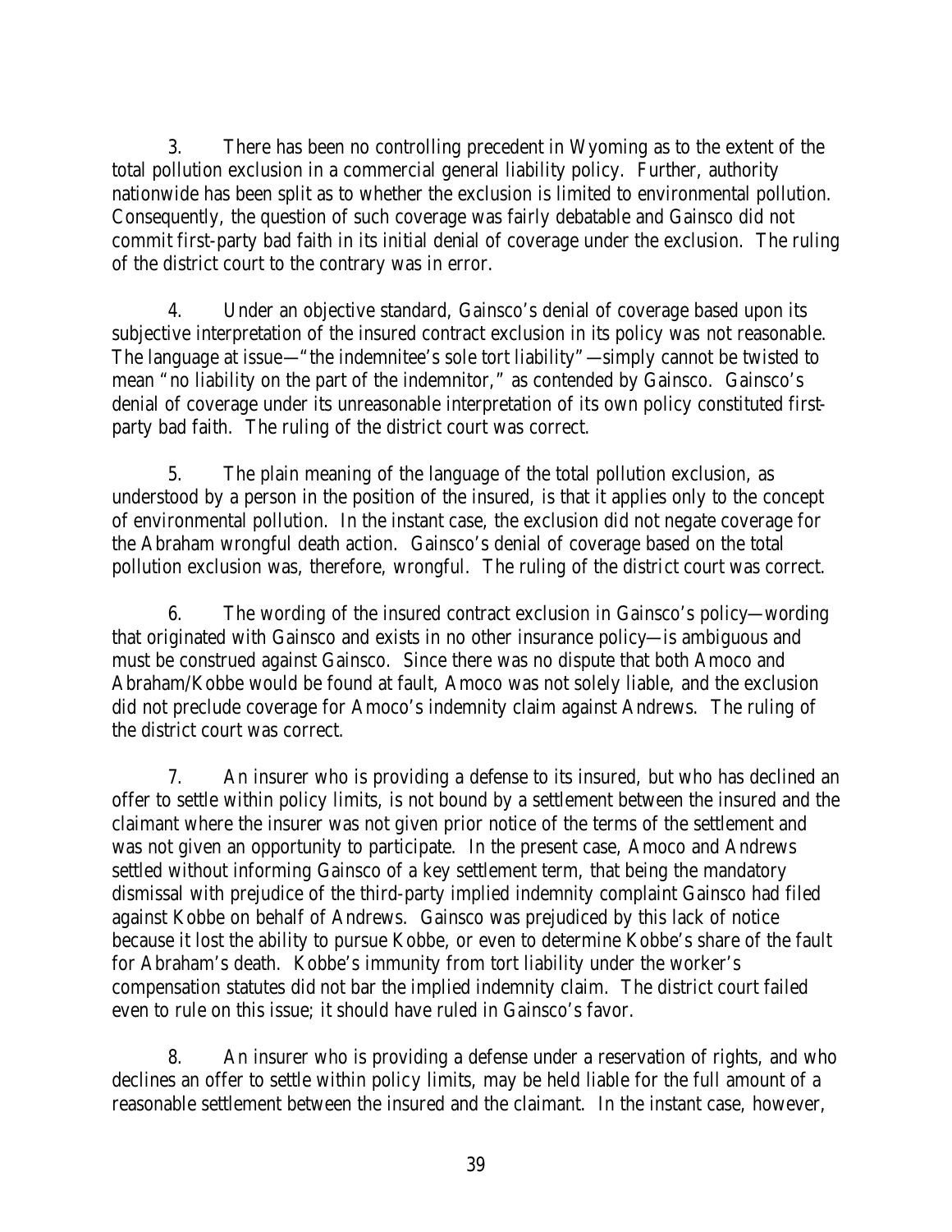3. There has been no controlling precedent in Wyoming as to the extent of the total pollution exclusion in a commercial general liability policy. Further, authority nationwide has been split as to whether the exclusion is limited to environmental pollution. Consequently, the question of such coverage was fairly debatable and Gainsco did not commit first-party bad faith in its initial denial of coverage under the exclusion. The ruling of the district court to the contrary was in error.

4. Under an objective standard, Gainsco's denial of coverage based upon its subjective interpretation of the insured contract exclusion in its policy was not reasonable. The language at issue—"the indemnitee's sole tort liability"—simply cannot be twisted to mean "no liability on the part of the indemnitor," as contended by Gainsco. Gainsco's denial of coverage under its unreasonable interpretation of its own policy constituted first-party bad faith. The ruling of the district court was correct.

5. The plain meaning of the language of the total pollution exclusion, as understood by a person in the position of the insured, is that it applies only to the concept of environmental pollution. In the instant case, the exclusion did not negate coverage for the Abraham wrongful death action. Gainsco's denial of coverage based on the total pollution exclusion was, therefore, wrongful. The ruling of the district court was correct.

6. The wording of the insured contract exclusion in Gainsco's policy—wording that originated with Gainsco and exists in no other insurance policy—is ambiguous and must be construed against Gainsco. Since there was no dispute that both Amoco and Abraham/Kobbe would be found at fault, Amoco was not solely liable, and the exclusion did not preclude coverage for Amoco's indemnity claim against Andrews. The ruling of the district court was correct.

7. An insurer who is providing a defense to its insured, but who has declined an offer to settle within policy limits, is not bound by a settlement between the insured and the claimant where the insurer was not given prior notice of the terms of the settlement and was not given an opportunity to participate. In the present case, Amoco and Andrews settled without informing Gainsco of a key settlement term, that being the mandatory dismissal with prejudice of the third-party implied indemnity complaint Gainsco had filed against Kobbe on behalf of Andrews. Gainsco was prejudiced by this lack of notice because it lost the ability to pursue Kobbe, or even to determine Kobbe's share of the fault for Abraham's death. Kobbe's immunity from tort liability under the worker's compensation statutes did not bar the implied indemnity claim. The district court failed even to rule on this issue; it should have ruled in Gainsco's favor.

8. An insurer who is providing a defense under a reservation of rights, and who declines an offer to settle within policy limits, may be held liable for the full amount of a reasonable settlement between the insured and the claimant. In the instant case, however,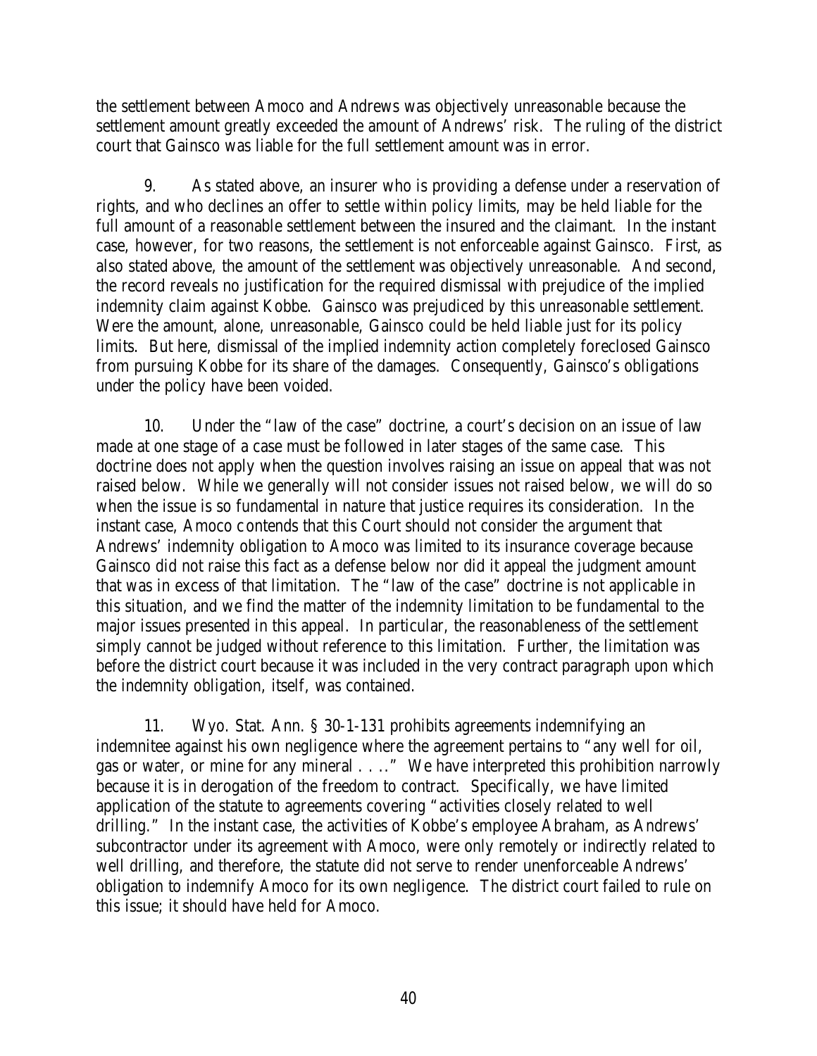the settlement between Amoco and Andrews was objectively unreasonable because the settlement amount greatly exceeded the amount of Andrews' risk. The ruling of the district court that Gainsco was liable for the full settlement amount was in error.

9. As stated above, an insurer who is providing a defense under a reservation of rights, and who declines an offer to settle within policy limits, may be held liable for the full amount of a reasonable settlement between the insured and the claimant. In the instant case, however, for two reasons, the settlement is not enforceable against Gainsco. First, as also stated above, the amount of the settlement was objectively unreasonable. And second, the record reveals no justification for the required dismissal with prejudice of the implied indemnity claim against Kobbe. Gainsco was prejudiced by this unreasonable settlement. Were the amount, alone, unreasonable, Gainsco could be held liable just for its policy limits. But here, dismissal of the implied indemnity action completely foreclosed Gainsco from pursuing Kobbe for its share of the damages. Consequently, Gainsco's obligations under the policy have been voided.

10. Under the "law of the case" doctrine, a court's decision on an issue of law made at one stage of a case must be followed in later stages of the same case. This doctrine does not apply when the question involves raising an issue on appeal that was not raised below. While we generally will not consider issues not raised below, we will do so when the issue is so fundamental in nature that justice requires its consideration. In the instant case, Amoco contends that this Court should not consider the argument that Andrews' indemnity obligation to Amoco was limited to its insurance coverage because Gainsco did not raise this fact as a defense below nor did it appeal the judgment amount that was in excess of that limitation. The "law of the case" doctrine is not applicable in this situation, and we find the matter of the indemnity limitation to be fundamental to the major issues presented in this appeal. In particular, the reasonableness of the settlement simply cannot be judged without reference to this limitation. Further, the limitation was before the district court because it was included in the very contract paragraph upon which the indemnity obligation, itself, was contained.

11. Wyo. Stat. Ann. § 30-1-131 prohibits agreements indemnifying an indemnitee against his own negligence where the agreement pertains to "any well for oil, gas or water, or mine for any mineral . . . ." We have interpreted this prohibition narrowly because it is in derogation of the freedom to contract. Specifically, we have limited application of the statute to agreements covering "activities closely related to well drilling." In the instant case, the activities of Kobbe's employee Abraham, as Andrews' subcontractor under its agreement with Amoco, were only remotely or indirectly related to well drilling, and therefore, the statute did not serve to render unenforceable Andrews' obligation to indemnify Amoco for its own negligence. The district court failed to rule on this issue; it should have held for Amoco.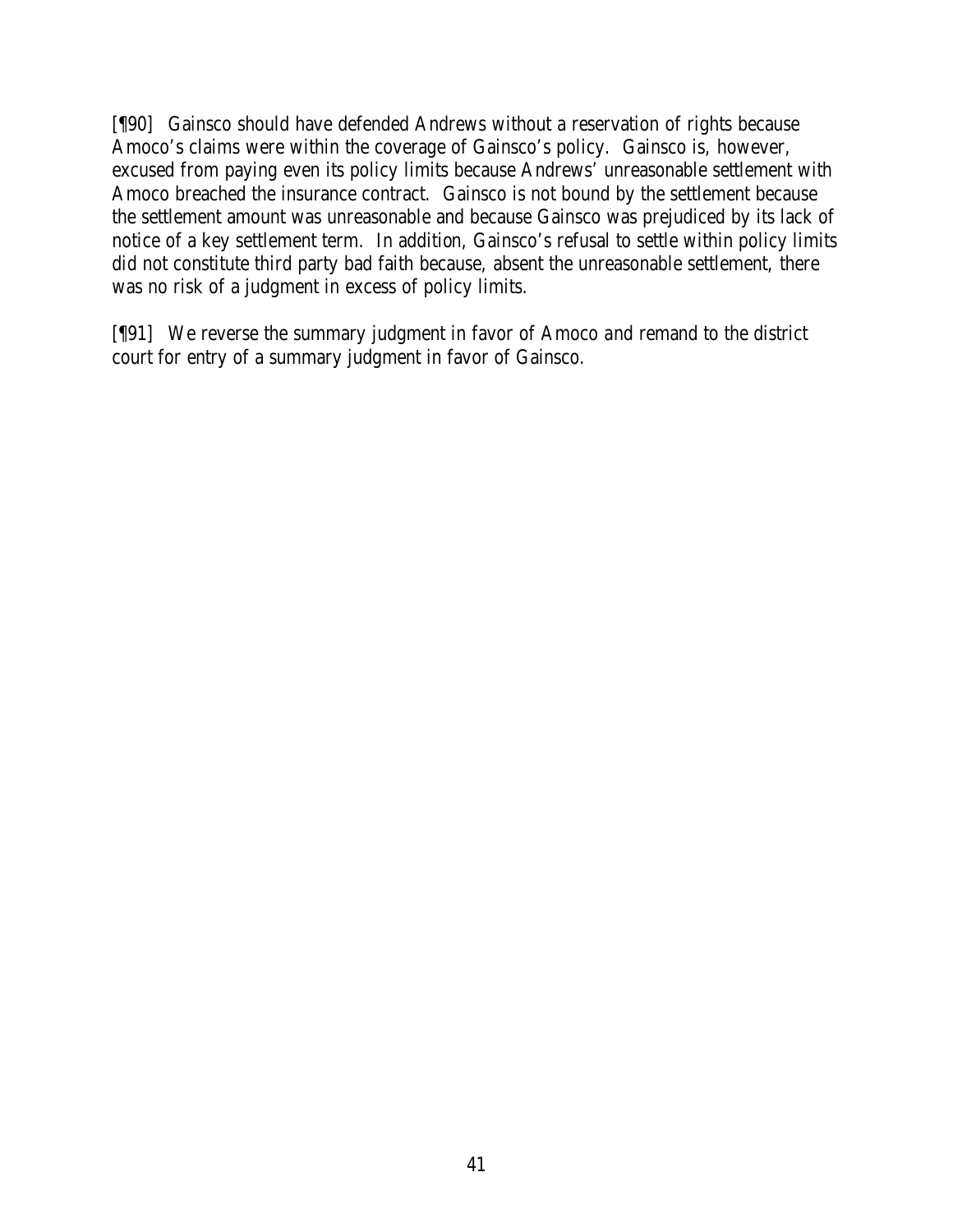[¶90] Gainsco should have defended Andrews without a reservation of rights because Amoco's claims were within the coverage of Gainsco's policy. Gainsco is, however, excused from paying even its policy limits because Andrews' unreasonable settlement with Amoco breached the insurance contract. Gainsco is not bound by the settlement because the settlement amount was unreasonable and because Gainsco was prejudiced by its lack of notice of a key settlement term. In addition, Gainsco's refusal to settle within policy limits did not constitute third party bad faith because, absent the unreasonable settlement, there was no risk of a judgment in excess of policy limits.

[¶91] We reverse the summary judgment in favor of Amoco and remand to the district court for entry of a summary judgment in favor of Gainsco.